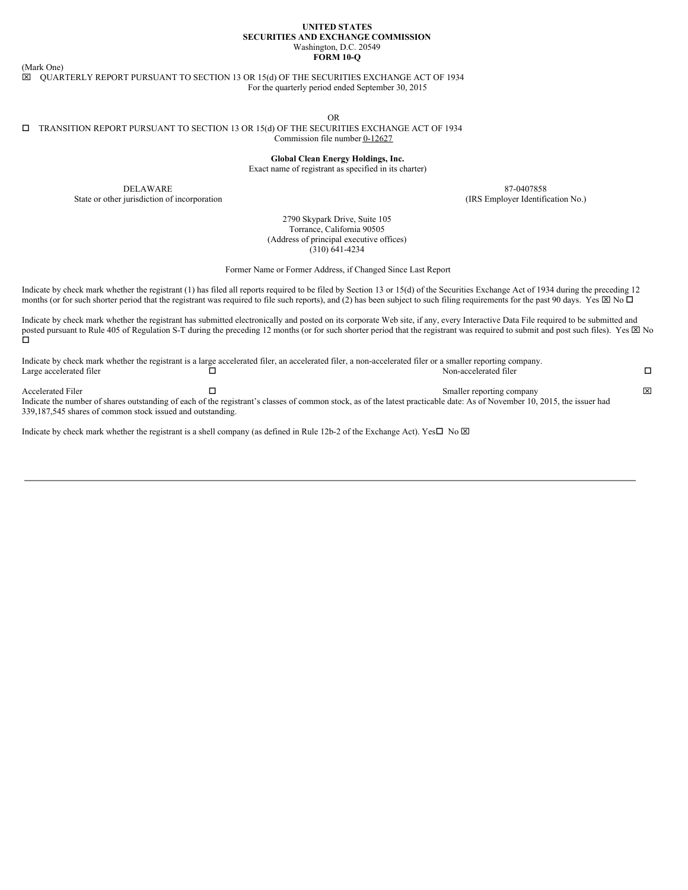**UNITED STATES**
**SECURITIES AND EXCHANGE COMMISSION**
Washington, D.C. 20549
**FORM 10-Q**

(Mark One)

☒ QUARTERLY REPORT PURSUANT TO SECTION 13 OR 15(d) OF THE SECURITIES EXCHANGE ACT OF 1934
For the quarterly period ended September 30, 2015

OR

☐ TRANSITION REPORT PURSUANT TO SECTION 13 OR 15(d) OF THE SECURITIES EXCHANGE ACT OF 1934
Commission file number 0-12627

**Global Clean Energy Holdings, Inc.**
Exact name of registrant as specified in its charter)

| DELAWARE | 87-0407858 |
|---|---|
| State or other jurisdiction of incorporation | (IRS Employer Identification No.) |

2790 Skypark Drive, Suite 105
Torrance, California 90505
(Address of principal executive offices)
(310) 641-4234

Former Name or Former Address, if Changed Since Last Report

Indicate by check mark whether the registrant (1) has filed all reports required to be filed by Section 13 or 15(d) of the Securities Exchange Act of 1934 during the preceding 12 months (or for such shorter period that the registrant was required to file such reports), and (2) has been subject to such filing requirements for the past 90 days. Yes ☒ No ☐

Indicate by check mark whether the registrant has submitted electronically and posted on its corporate Web site, if any, every Interactive Data File required to be submitted and posted pursuant to Rule 405 of Regulation S-T during the preceding 12 months (or for such shorter period that the registrant was required to submit and post such files). Yes ☒ No ☐

Indicate by check mark whether the registrant is a large accelerated filer, an accelerated filer, a non-accelerated filer or a smaller reporting company.

| | | | |
|---|---|---|---|
| Large accelerated filer | ☐ | Non-accelerated filer | ☐ |
| Accelerated Filer | ☐ | Smaller reporting company | ☒ |

Indicate the number of shares outstanding of each of the registrant's classes of common stock, as of the latest practicable date: As of November 10, 2015, the issuer had 339,187,545 shares of common stock issued and outstanding.

Indicate by check mark whether the registrant is a shell company (as defined in Rule 12b-2 of the Exchange Act). Yes☐ No ☒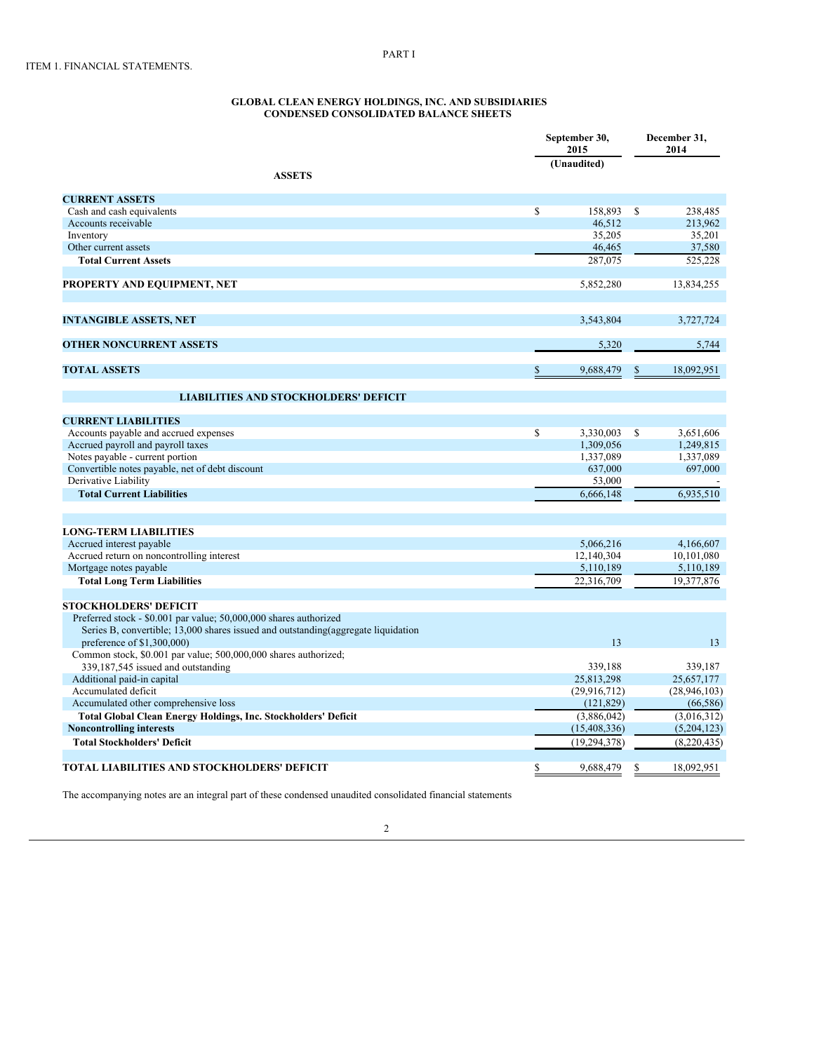PART I

ITEM 1. FINANCIAL STATEMENTS.

**GLOBAL CLEAN ENERGY HOLDINGS, INC. AND SUBSIDIARIES**
**CONDENSED CONSOLIDATED BALANCE SHEETS**

| | September 30, 2015 (Unaudited) | December 31, 2014 |
|---|---|---|
| **ASSETS** | | |
| **CURRENT ASSETS** | | |
| Cash and cash equivalents | $ 158,893 | $ 238,485 |
| Accounts receivable | 46,512 | 213,962 |
| Inventory | 35,205 | 35,201 |
| Other current assets | 46,465 | 37,580 |
| **Total Current Assets** | 287,075 | 525,228 |
| **PROPERTY AND EQUIPMENT, NET** | 5,852,280 | 13,834,255 |
| **INTANGIBLE ASSETS, NET** | 3,543,804 | 3,727,724 |
| **OTHER NONCURRENT ASSETS** | 5,320 | 5,744 |
| **TOTAL ASSETS** | $ 9,688,479 | $ 18,092,951 |
| **LIABILITIES AND STOCKHOLDERS' DEFICIT** | | |
| **CURRENT LIABILITIES** | | |
| Accounts payable and accrued expenses | $ 3,330,003 | $ 3,651,606 |
| Accrued payroll and payroll taxes | 1,309,056 | 1,249,815 |
| Notes payable - current portion | 1,337,089 | 1,337,089 |
| Convertible notes payable, net of debt discount | 637,000 | 697,000 |
| Derivative Liability | 53,000 | - |
| **Total Current Liabilities** | 6,666,148 | 6,935,510 |
| **LONG-TERM LIABILITIES** | | |
| Accrued interest payable | 5,066,216 | 4,166,607 |
| Accrued return on noncontrolling interest | 12,140,304 | 10,101,080 |
| Mortgage notes payable | 5,110,189 | 5,110,189 |
| **Total Long Term Liabilities** | 22,316,709 | 19,377,876 |
| **STOCKHOLDERS' DEFICIT** | | |
| Preferred stock - $0.001 par value; 50,000,000 shares authorized Series B, convertible; 13,000 shares issued and outstanding(aggregate liquidation preference of $1,300,000) | 13 | 13 |
| Common stock, $0.001 par value; 500,000,000 shares authorized; 339,187,545 issued and outstanding | 339,188 | 339,187 |
| Additional paid-in capital | 25,813,298 | 25,657,177 |
| Accumulated deficit | (29,916,712) | (28,946,103) |
| Accumulated other comprehensive loss | (121,829) | (66,586) |
| **Total Global Clean Energy Holdings, Inc. Stockholders' Deficit** | (3,886,042) | (3,016,312) |
| **Noncontrolling interests** | (15,408,336) | (5,204,123) |
| **Total Stockholders' Deficit** | (19,294,378) | (8,220,435) |
| **TOTAL LIABILITIES AND STOCKHOLDERS' DEFICIT** | $ 9,688,479 | $ 18,092,951 |

The accompanying notes are an integral part of these condensed unaudited consolidated financial statements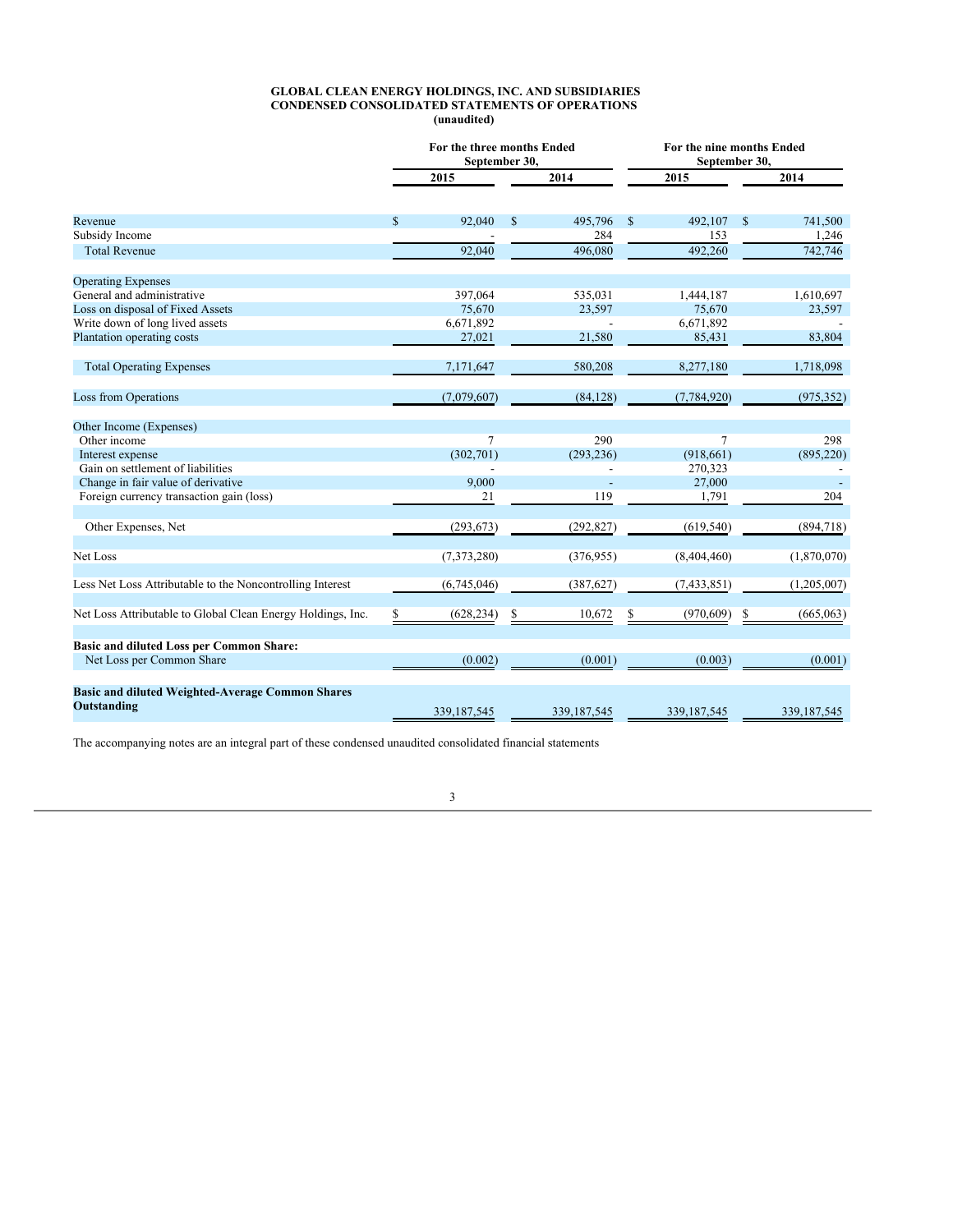**GLOBAL CLEAN ENERGY HOLDINGS, INC. AND SUBSIDIARIES**
**CONDENSED CONSOLIDATED STATEMENTS OF OPERATIONS**
**(unaudited)**

| | For the three months Ended September 30, | | For the nine months Ended September 30, | |
|---|---|---|---|---|
| | 2015 | 2014 | 2015 | 2014 |
| Revenue | $ 92,040 | $ 495,796 | $ 492,107 | $ 741,500 |
| Subsidy Income | - | 284 | 153 | 1,246 |
| Total Revenue | 92,040 | 496,080 | 492,260 | 742,746 |
| Operating Expenses | | | | |
| General and administrative | 397,064 | 535,031 | 1,444,187 | 1,610,697 |
| Loss on disposal of Fixed Assets | 75,670 | 23,597 | 75,670 | 23,597 |
| Write down of long lived assets | 6,671,892 | - | 6,671,892 | - |
| Plantation operating costs | 27,021 | 21,580 | 85,431 | 83,804 |
| Total Operating Expenses | 7,171,647 | 580,208 | 8,277,180 | 1,718,098 |
| Loss from Operations | (7,079,607) | (84,128) | (7,784,920) | (975,352) |
| Other Income (Expenses) | | | | |
| Other income | 7 | 290 | 7 | 298 |
| Interest expense | (302,701) | (293,236) | (918,661) | (895,220) |
| Gain on settlement of liabilities | - | - | 270,323 | - |
| Change in fair value of derivative | 9,000 | - | 27,000 | - |
| Foreign currency transaction gain (loss) | 21 | 119 | 1,791 | 204 |
| Other Expenses, Net | (293,673) | (292,827) | (619,540) | (894,718) |
| Net Loss | (7,373,280) | (376,955) | (8,404,460) | (1,870,070) |
| Less Net Loss Attributable to the Noncontrolling Interest | (6,745,046) | (387,627) | (7,433,851) | (1,205,007) |
| Net Loss Attributable to Global Clean Energy Holdings, Inc. | $ (628,234) | $ 10,672 | $ (970,609) | $ (665,063) |
| **Basic and diluted Loss per Common Share:** | | | | |
| Net Loss per Common Share | (0.002) | (0.001) | (0.003) | (0.001) |
| **Basic and diluted Weighted-Average Common Shares Outstanding** | 339,187,545 | 339,187,545 | 339,187,545 | 339,187,545 |

The accompanying notes are an integral part of these condensed unaudited consolidated financial statements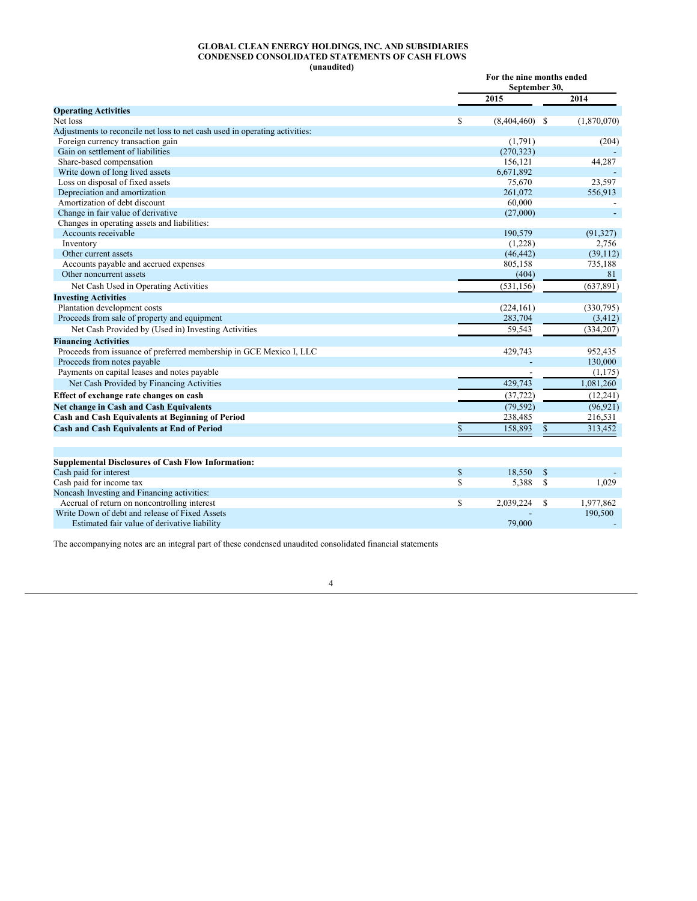**GLOBAL CLEAN ENERGY HOLDINGS, INC. AND SUBSIDIARIES**
**CONDENSED CONSOLIDATED STATEMENTS OF CASH FLOWS**
**(unaudited)**

| | For the nine months ended September 30, | |
|---|---|---|
| | 2015 | 2014 |
| **Operating Activities** | | |
| Net loss | $ (8,404,460) | $ (1,870,070) |
| Adjustments to reconcile net loss to net cash used in operating activities: | | |
| Foreign currency transaction gain | (1,791) | (204) |
| Gain on settlement of liabilities | (270,323) | - |
| Share-based compensation | 156,121 | 44,287 |
| Write down of long lived assets | 6,671,892 | - |
| Loss on disposal of fixed assets | 75,670 | 23,597 |
| Depreciation and amortization | 261,072 | 556,913 |
| Amortization of debt discount | 60,000 | - |
| Change in fair value of derivative | (27,000) | - |
| Changes in operating assets and liabilities: | | |
| Accounts receivable | 190,579 | (91,327) |
| Inventory | (1,228) | 2,756 |
| Other current assets | (46,442) | (39,112) |
| Accounts payable and accrued expenses | 805,158 | 735,188 |
| Other noncurrent assets | (404) | 81 |
| Net Cash Used in Operating Activities | (531,156) | (637,891) |
| **Investing Activities** | | |
| Plantation development costs | (224,161) | (330,795) |
| Proceeds from sale of property and equipment | 283,704 | (3,412) |
| Net Cash Provided by (Used in) Investing Activities | 59,543 | (334,207) |
| **Financing Activities** | | |
| Proceeds from issuance of preferred membership in GCE Mexico I, LLC | 429,743 | 952,435 |
| Proceeds from notes payable | - | 130,000 |
| Payments on capital leases and notes payable | - | (1,175) |
| Net Cash Provided by Financing Activities | 429,743 | 1,081,260 |
| **Effect of exchange rate changes on cash** | (37,722) | (12,241) |
| **Net change in Cash and Cash Equivalents** | (79,592) | (96,921) |
| **Cash and Cash Equivalents at Beginning of Period** | 238,485 | 216,531 |
| **Cash and Cash Equivalents at End of Period** | $ 158,893 | $ 313,452 |
| | | |
| **Supplemental Disclosures of Cash Flow Information:** | | |
| Cash paid for interest | $ 18,550 | $ - |
| Cash paid for income tax | $ 5,388 | $ 1,029 |
| Noncash Investing and Financing activities: | | |
| Accrual of return on noncontrolling interest | $ 2,039,224 | $ 1,977,862 |
| Write Down of debt and release of Fixed Assets | - | 190,500 |
| Estimated fair value of derivative liability | 79,000 | - |

The accompanying notes are an integral part of these condensed unaudited consolidated financial statements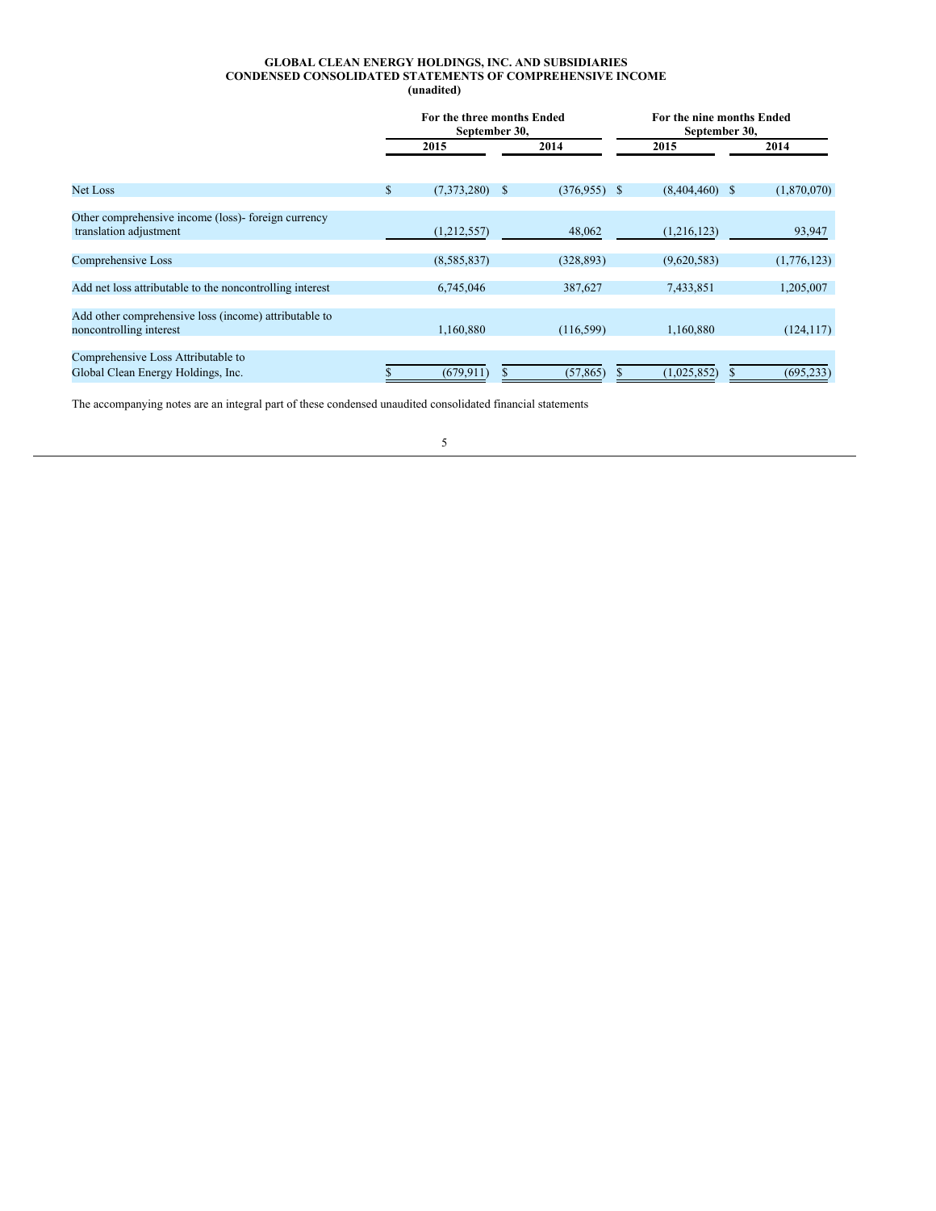**GLOBAL CLEAN ENERGY HOLDINGS, INC. AND SUBSIDIARIES**
**CONDENSED CONSOLIDATED STATEMENTS OF COMPREHENSIVE INCOME**
**(unadited)**

| | For the three months Ended September 30, | | For the nine months Ended September 30, | |
|---|---|---|---|---|
| | 2015 | 2014 | 2015 | 2014 |
| Net Loss | $ (7,373,280) | $ (376,955) | $ (8,404,460) | $ (1,870,070) |
| Other comprehensive income (loss)- foreign currency translation adjustment | (1,212,557) | 48,062 | (1,216,123) | 93,947 |
| Comprehensive Loss | (8,585,837) | (328,893) | (9,620,583) | (1,776,123) |
| Add net loss attributable to the noncontrolling interest | 6,745,046 | 387,627 | 7,433,851 | 1,205,007 |
| Add other comprehensive loss (income) attributable to noncontrolling interest | 1,160,880 | (116,599) | 1,160,880 | (124,117) |
| Comprehensive Loss Attributable to Global Clean Energy Holdings, Inc. | $ (679,911) | $ (57,865) | $ (1,025,852) | $ (695,233) |

The accompanying notes are an integral part of these condensed unaudited consolidated financial statements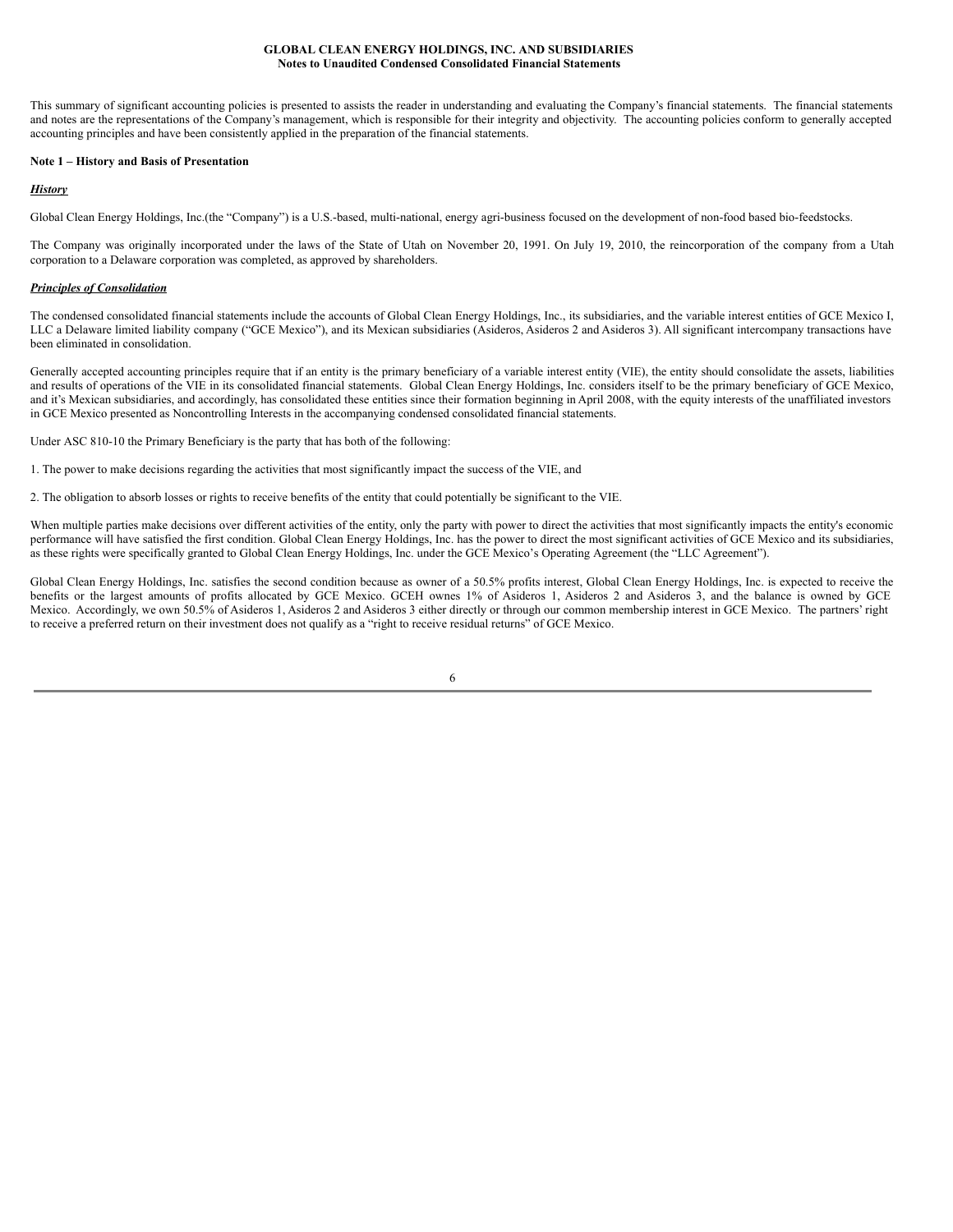**GLOBAL CLEAN ENERGY HOLDINGS, INC. AND SUBSIDIARIES**
**Notes to Unaudited Condensed Consolidated Financial Statements**

This summary of significant accounting policies is presented to assists the reader in understanding and evaluating the Company's financial statements. The financial statements and notes are the representations of the Company's management, which is responsible for their integrity and objectivity. The accounting policies conform to generally accepted accounting principles and have been consistently applied in the preparation of the financial statements.

**Note 1 – History and Basis of Presentation**

***History***

Global Clean Energy Holdings, Inc.(the "Company") is a U.S.-based, multi-national, energy agri-business focused on the development of non-food based bio-feedstocks.

The Company was originally incorporated under the laws of the State of Utah on November 20, 1991. On July 19, 2010, the reincorporation of the company from a Utah corporation to a Delaware corporation was completed, as approved by shareholders.

***Principles of Consolidation***

The condensed consolidated financial statements include the accounts of Global Clean Energy Holdings, Inc., its subsidiaries, and the variable interest entities of GCE Mexico I, LLC a Delaware limited liability company ("GCE Mexico"), and its Mexican subsidiaries (Asideros, Asideros 2 and Asideros 3). All significant intercompany transactions have been eliminated in consolidation.

Generally accepted accounting principles require that if an entity is the primary beneficiary of a variable interest entity (VIE), the entity should consolidate the assets, liabilities and results of operations of the VIE in its consolidated financial statements. Global Clean Energy Holdings, Inc. considers itself to be the primary beneficiary of GCE Mexico, and it's Mexican subsidiaries, and accordingly, has consolidated these entities since their formation beginning in April 2008, with the equity interests of the unaffiliated investors in GCE Mexico presented as Noncontrolling Interests in the accompanying condensed consolidated financial statements.

Under ASC 810-10 the Primary Beneficiary is the party that has both of the following:

1. The power to make decisions regarding the activities that most significantly impact the success of the VIE, and

2. The obligation to absorb losses or rights to receive benefits of the entity that could potentially be significant to the VIE.

When multiple parties make decisions over different activities of the entity, only the party with power to direct the activities that most significantly impacts the entity's economic performance will have satisfied the first condition. Global Clean Energy Holdings, Inc. has the power to direct the most significant activities of GCE Mexico and its subsidiaries, as these rights were specifically granted to Global Clean Energy Holdings, Inc. under the GCE Mexico's Operating Agreement (the "LLC Agreement").

Global Clean Energy Holdings, Inc. satisfies the second condition because as owner of a 50.5% profits interest, Global Clean Energy Holdings, Inc. is expected to receive the benefits or the largest amounts of profits allocated by GCE Mexico. GCEH ownes 1% of Asideros 1, Asideros 2 and Asideros 3, and the balance is owned by GCE Mexico. Accordingly, we own 50.5% of Asideros 1, Asideros 2 and Asideros 3 either directly or through our common membership interest in GCE Mexico. The partners' right to receive a preferred return on their investment does not qualify as a "right to receive residual returns" of GCE Mexico.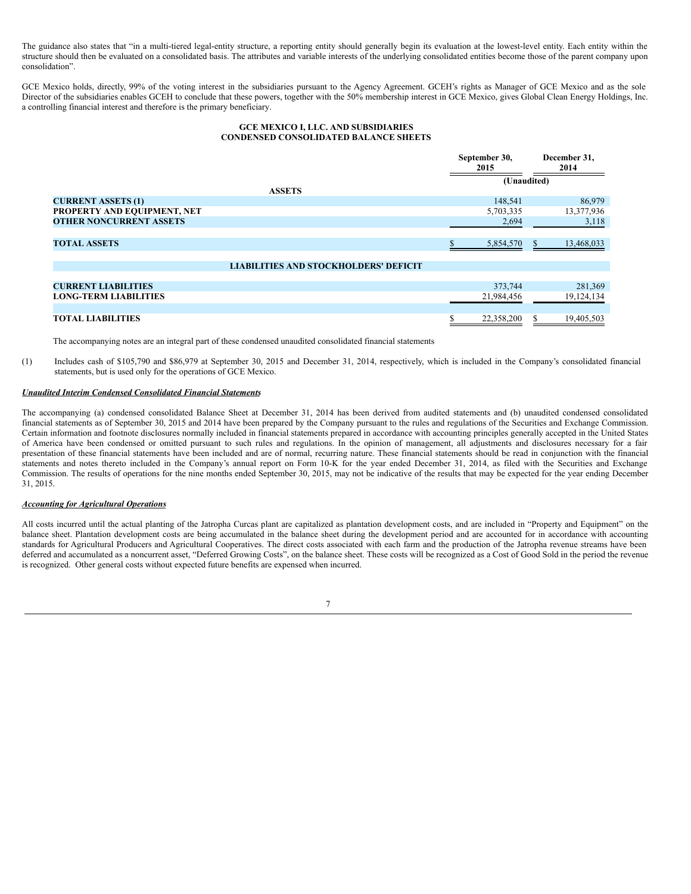The guidance also states that "in a multi-tiered legal-entity structure, a reporting entity should generally begin its evaluation at the lowest-level entity. Each entity within the structure should then be evaluated on a consolidated basis. The attributes and variable interests of the underlying consolidated entities become those of the parent company upon consolidation".

GCE Mexico holds, directly, 99% of the voting interest in the subsidiaries pursuant to the Agency Agreement. GCEH's rights as Manager of GCE Mexico and as the sole Director of the subsidiaries enables GCEH to conclude that these powers, together with the 50% membership interest in GCE Mexico, gives Global Clean Energy Holdings, Inc. a controlling financial interest and therefore is the primary beneficiary.

**GCE MEXICO I, LLC. AND SUBSIDIARIES**
**CONDENSED CONSOLIDATED BALANCE SHEETS**

| | September 30, 2015 | December 31, 2014 |
|---|---|---|
| | (Unaudited) | |
| **ASSETS** | | |
| **CURRENT ASSETS (1)** | 148,541 | 86,979 |
| **PROPERTY AND EQUIPMENT, NET** | 5,703,335 | 13,377,936 |
| **OTHER NONCURRENT ASSETS** | 2,694 | 3,118 |
| **TOTAL ASSETS** | $ 5,854,570 | $ 13,468,033 |
| **LIABILITIES AND STOCKHOLDERS' DEFICIT** | | |
| **CURRENT LIABILITIES** | 373,744 | 281,369 |
| **LONG-TERM LIABILITIES** | 21,984,456 | 19,124,134 |
| **TOTAL LIABILITIES** | $ 22,358,200 | $ 19,405,503 |

The accompanying notes are an integral part of these condensed unaudited consolidated financial statements

(1) Includes cash of $105,790 and $86,979 at September 30, 2015 and December 31, 2014, respectively, which is included in the Company's consolidated financial statements, but is used only for the operations of GCE Mexico.

***Unaudited Interim Condensed Consolidated Financial Statements***

The accompanying (a) condensed consolidated Balance Sheet at December 31, 2014 has been derived from audited statements and (b) unaudited condensed consolidated financial statements as of September 30, 2015 and 2014 have been prepared by the Company pursuant to the rules and regulations of the Securities and Exchange Commission. Certain information and footnote disclosures normally included in financial statements prepared in accordance with accounting principles generally accepted in the United States of America have been condensed or omitted pursuant to such rules and regulations. In the opinion of management, all adjustments and disclosures necessary for a fair presentation of these financial statements have been included and are of normal, recurring nature. These financial statements should be read in conjunction with the financial statements and notes thereto included in the Company's annual report on Form 10-K for the year ended December 31, 2014, as filed with the Securities and Exchange Commission. The results of operations for the nine months ended September 30, 2015, may not be indicative of the results that may be expected for the year ending December 31, 2015.

***Accounting for Agricultural Operations***

All costs incurred until the actual planting of the Jatropha Curcas plant are capitalized as plantation development costs, and are included in "Property and Equipment" on the balance sheet. Plantation development costs are being accumulated in the balance sheet during the development period and are accounted for in accordance with accounting standards for Agricultural Producers and Agricultural Cooperatives. The direct costs associated with each farm and the production of the Jatropha revenue streams have been deferred and accumulated as a noncurrent asset, "Deferred Growing Costs", on the balance sheet. These costs will be recognized as a Cost of Good Sold in the period the revenue is recognized. Other general costs without expected future benefits are expensed when incurred.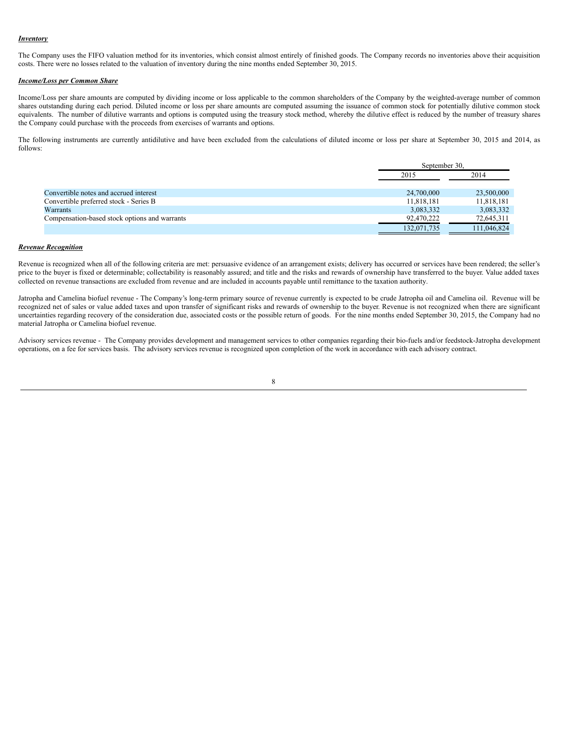***Inventory***

The Company uses the FIFO valuation method for its inventories, which consist almost entirely of finished goods. The Company records no inventories above their acquisition costs. There were no losses related to the valuation of inventory during the nine months ended September 30, 2015.

***Income/Loss per Common Share***

Income/Loss per share amounts are computed by dividing income or loss applicable to the common shareholders of the Company by the weighted-average number of common shares outstanding during each period. Diluted income or loss per share amounts are computed assuming the issuance of common stock for potentially dilutive common stock equivalents. The number of dilutive warrants and options is computed using the treasury stock method, whereby the dilutive effect is reduced by the number of treasury shares the Company could purchase with the proceeds from exercises of warrants and options.

The following instruments are currently antidilutive and have been excluded from the calculations of diluted income or loss per share at September 30, 2015 and 2014, as follows:

| | September 30, | |
|---|---|---|
| | 2015 | 2014 |
| Convertible notes and accrued interest | 24,700,000 | 23,500,000 |
| Convertible preferred stock - Series B | 11,818,181 | 11,818,181 |
| Warrants | 3,083,332 | 3,083,332 |
| Compensation-based stock options and warrants | 92,470,222 | 72,645,311 |
| | 132,071,735 | 111,046,824 |

***Revenue Recognition***

Revenue is recognized when all of the following criteria are met: persuasive evidence of an arrangement exists; delivery has occurred or services have been rendered; the seller's price to the buyer is fixed or determinable; collectability is reasonably assured; and title and the risks and rewards of ownership have transferred to the buyer. Value added taxes collected on revenue transactions are excluded from revenue and are included in accounts payable until remittance to the taxation authority.

Jatropha and Camelina biofuel revenue - The Company's long-term primary source of revenue currently is expected to be crude Jatropha oil and Camelina oil. Revenue will be recognized net of sales or value added taxes and upon transfer of significant risks and rewards of ownership to the buyer. Revenue is not recognized when there are significant uncertainties regarding recovery of the consideration due, associated costs or the possible return of goods. For the nine months ended September 30, 2015, the Company had no material Jatropha or Camelina biofuel revenue.

Advisory services revenue - The Company provides development and management services to other companies regarding their bio-fuels and/or feedstock-Jatropha development operations, on a fee for services basis. The advisory services revenue is recognized upon completion of the work in accordance with each advisory contract.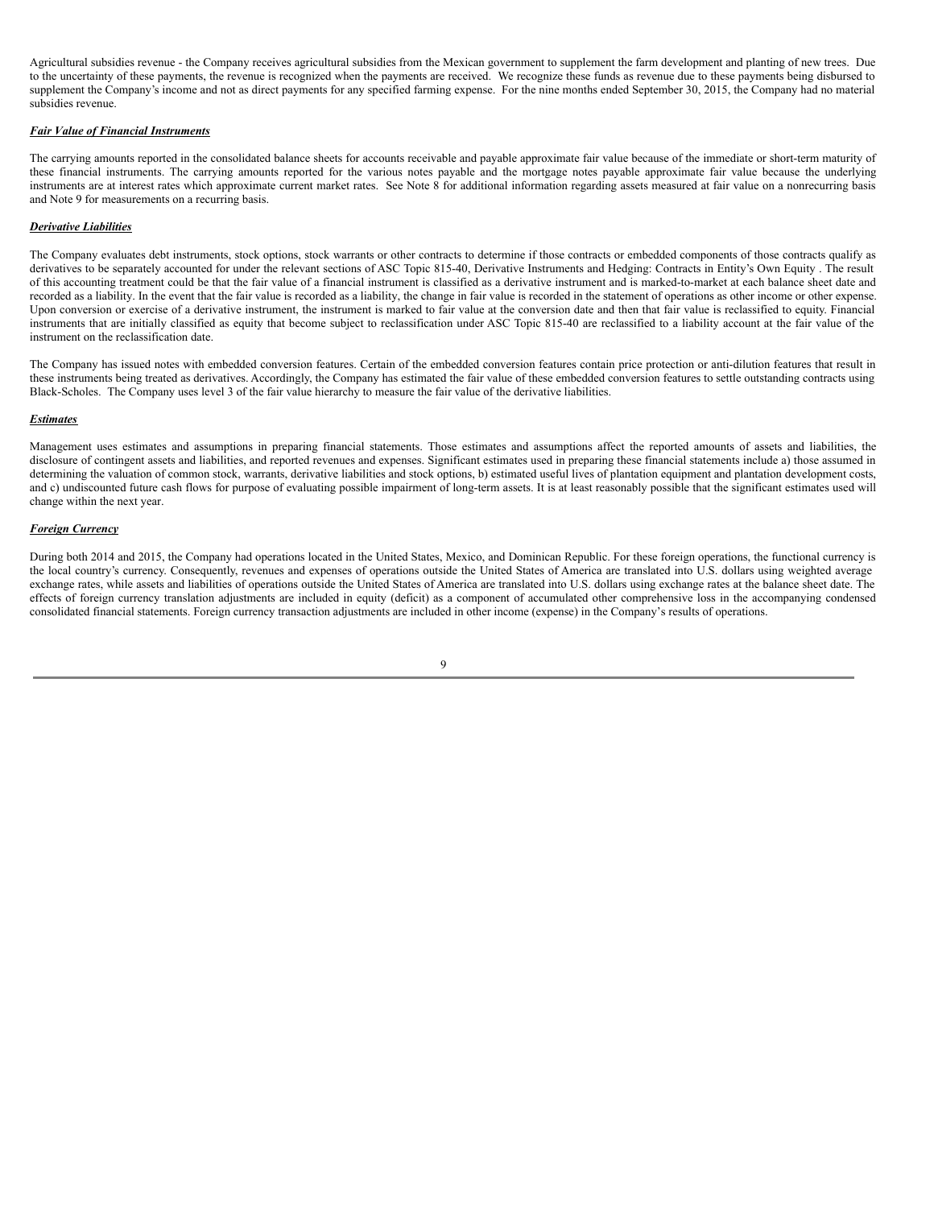Agricultural subsidies revenue - the Company receives agricultural subsidies from the Mexican government to supplement the farm development and planting of new trees. Due to the uncertainty of these payments, the revenue is recognized when the payments are received. We recognize these funds as revenue due to these payments being disbursed to supplement the Company's income and not as direct payments for any specified farming expense. For the nine months ended September 30, 2015, the Company had no material subsidies revenue.

***Fair Value of Financial Instruments***

The carrying amounts reported in the consolidated balance sheets for accounts receivable and payable approximate fair value because of the immediate or short-term maturity of these financial instruments. The carrying amounts reported for the various notes payable and the mortgage notes payable approximate fair value because the underlying instruments are at interest rates which approximate current market rates. See Note 8 for additional information regarding assets measured at fair value on a nonrecurring basis and Note 9 for measurements on a recurring basis.

***Derivative Liabilities***

The Company evaluates debt instruments, stock options, stock warrants or other contracts to determine if those contracts or embedded components of those contracts qualify as derivatives to be separately accounted for under the relevant sections of ASC Topic 815-40, Derivative Instruments and Hedging: Contracts in Entity's Own Equity . The result of this accounting treatment could be that the fair value of a financial instrument is classified as a derivative instrument and is marked-to-market at each balance sheet date and recorded as a liability. In the event that the fair value is recorded as a liability, the change in fair value is recorded in the statement of operations as other income or other expense. Upon conversion or exercise of a derivative instrument, the instrument is marked to fair value at the conversion date and then that fair value is reclassified to equity. Financial instruments that are initially classified as equity that become subject to reclassification under ASC Topic 815-40 are reclassified to a liability account at the fair value of the instrument on the reclassification date.

The Company has issued notes with embedded conversion features. Certain of the embedded conversion features contain price protection or anti-dilution features that result in these instruments being treated as derivatives. Accordingly, the Company has estimated the fair value of these embedded conversion features to settle outstanding contracts using Black-Scholes. The Company uses level 3 of the fair value hierarchy to measure the fair value of the derivative liabilities.

***Estimates***

Management uses estimates and assumptions in preparing financial statements. Those estimates and assumptions affect the reported amounts of assets and liabilities, the disclosure of contingent assets and liabilities, and reported revenues and expenses. Significant estimates used in preparing these financial statements include a) those assumed in determining the valuation of common stock, warrants, derivative liabilities and stock options, b) estimated useful lives of plantation equipment and plantation development costs, and c) undiscounted future cash flows for purpose of evaluating possible impairment of long-term assets. It is at least reasonably possible that the significant estimates used will change within the next year.

***Foreign Currency***

During both 2014 and 2015, the Company had operations located in the United States, Mexico, and Dominican Republic. For these foreign operations, the functional currency is the local country's currency. Consequently, revenues and expenses of operations outside the United States of America are translated into U.S. dollars using weighted average exchange rates, while assets and liabilities of operations outside the United States of America are translated into U.S. dollars using exchange rates at the balance sheet date. The effects of foreign currency translation adjustments are included in equity (deficit) as a component of accumulated other comprehensive loss in the accompanying condensed consolidated financial statements. Foreign currency transaction adjustments are included in other income (expense) in the Company's results of operations.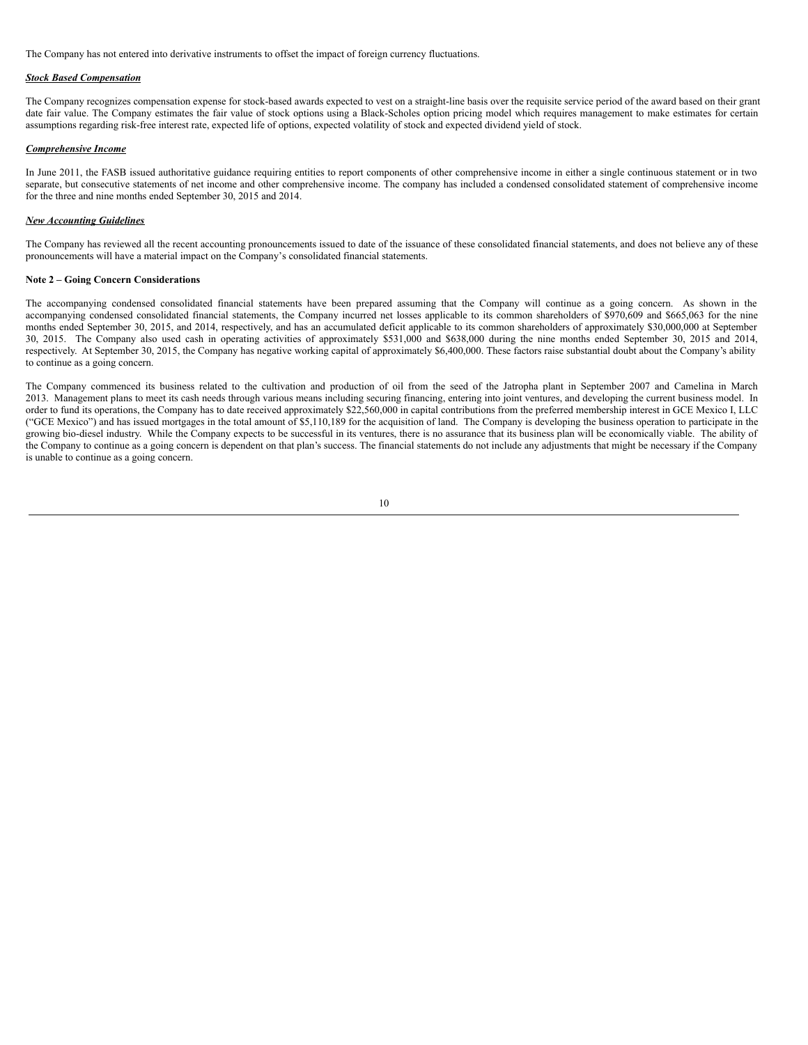The Company has not entered into derivative instruments to offset the impact of foreign currency fluctuations.

***Stock Based Compensation***

The Company recognizes compensation expense for stock-based awards expected to vest on a straight-line basis over the requisite service period of the award based on their grant date fair value. The Company estimates the fair value of stock options using a Black-Scholes option pricing model which requires management to make estimates for certain assumptions regarding risk-free interest rate, expected life of options, expected volatility of stock and expected dividend yield of stock.

***Comprehensive Income***

In June 2011, the FASB issued authoritative guidance requiring entities to report components of other comprehensive income in either a single continuous statement or in two separate, but consecutive statements of net income and other comprehensive income. The company has included a condensed consolidated statement of comprehensive income for the three and nine months ended September 30, 2015 and 2014.

***New Accounting Guidelines***

The Company has reviewed all the recent accounting pronouncements issued to date of the issuance of these consolidated financial statements, and does not believe any of these pronouncements will have a material impact on the Company's consolidated financial statements.

**Note 2 – Going Concern Considerations**

The accompanying condensed consolidated financial statements have been prepared assuming that the Company will continue as a going concern. As shown in the accompanying condensed consolidated financial statements, the Company incurred net losses applicable to its common shareholders of $970,609 and $665,063 for the nine months ended September 30, 2015, and 2014, respectively, and has an accumulated deficit applicable to its common shareholders of approximately $30,000,000 at September 30, 2015. The Company also used cash in operating activities of approximately $531,000 and $638,000 during the nine months ended September 30, 2015 and 2014, respectively. At September 30, 2015, the Company has negative working capital of approximately $6,400,000. These factors raise substantial doubt about the Company's ability to continue as a going concern.

The Company commenced its business related to the cultivation and production of oil from the seed of the Jatropha plant in September 2007 and Camelina in March 2013. Management plans to meet its cash needs through various means including securing financing, entering into joint ventures, and developing the current business model. In order to fund its operations, the Company has to date received approximately $22,560,000 in capital contributions from the preferred membership interest in GCE Mexico I, LLC ("GCE Mexico") and has issued mortgages in the total amount of $5,110,189 for the acquisition of land. The Company is developing the business operation to participate in the growing bio-diesel industry. While the Company expects to be successful in its ventures, there is no assurance that its business plan will be economically viable. The ability of the Company to continue as a going concern is dependent on that plan's success. The financial statements do not include any adjustments that might be necessary if the Company is unable to continue as a going concern.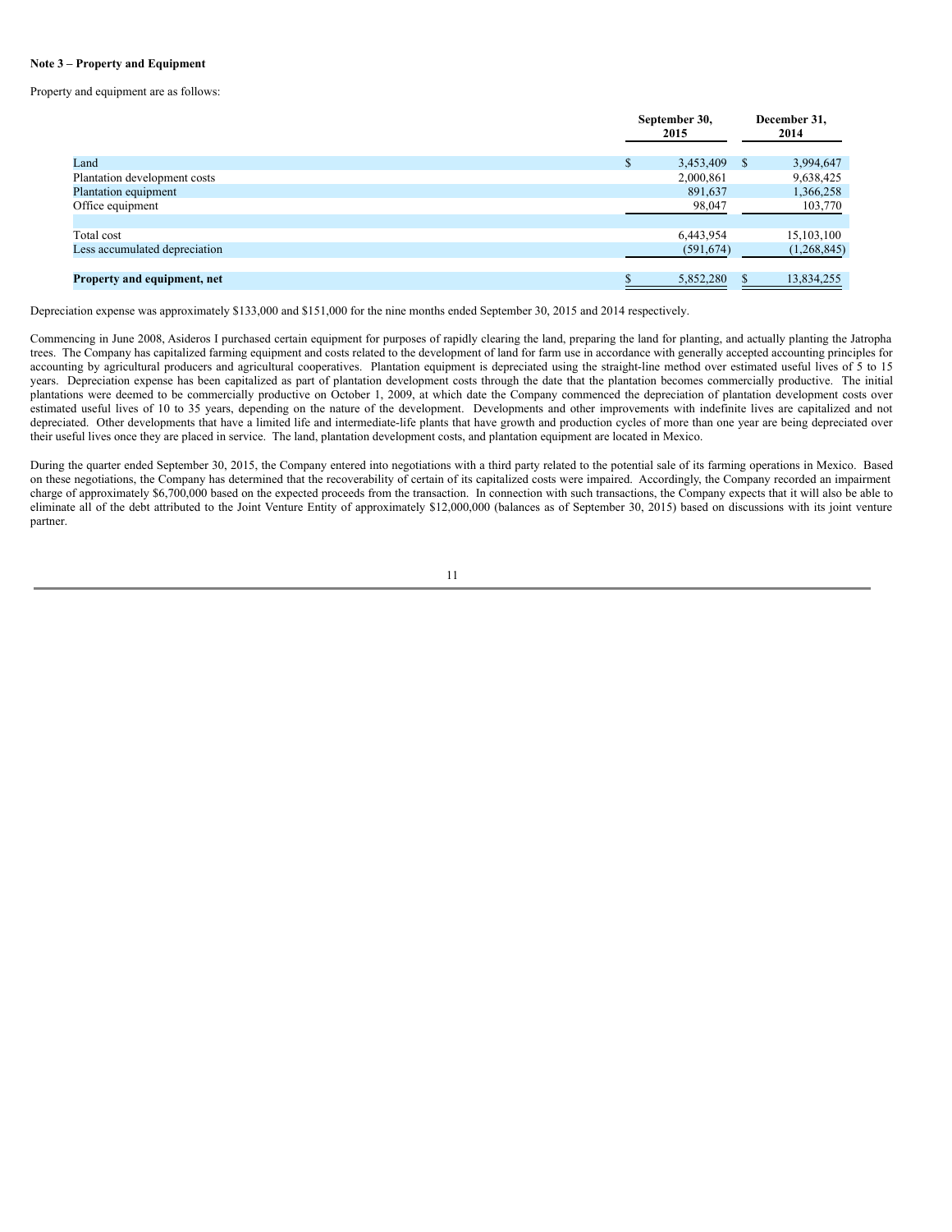**Note 3 – Property and Equipment**

Property and equipment are as follows:

| | September 30, 2015 | December 31, 2014 |
|---|---|---|
| Land | $ 3,453,409 | $ 3,994,647 |
| Plantation development costs | 2,000,861 | 9,638,425 |
| Plantation equipment | 891,637 | 1,366,258 |
| Office equipment | 98,047 | 103,770 |
| | | |
| Total cost | 6,443,954 | 15,103,100 |
| Less accumulated depreciation | (591,674) | (1,268,845) |
| | | |
| **Property and equipment, net** | $ 5,852,280 | $ 13,834,255 |

Depreciation expense was approximately $133,000 and $151,000 for the nine months ended September 30, 2015 and 2014 respectively.

Commencing in June 2008, Asideros I purchased certain equipment for purposes of rapidly clearing the land, preparing the land for planting, and actually planting the Jatropha trees. The Company has capitalized farming equipment and costs related to the development of land for farm use in accordance with generally accepted accounting principles for accounting by agricultural producers and agricultural cooperatives. Plantation equipment is depreciated using the straight-line method over estimated useful lives of 5 to 15 years. Depreciation expense has been capitalized as part of plantation development costs through the date that the plantation becomes commercially productive. The initial plantations were deemed to be commercially productive on October 1, 2009, at which date the Company commenced the depreciation of plantation development costs over estimated useful lives of 10 to 35 years, depending on the nature of the development. Developments and other improvements with indefinite lives are capitalized and not depreciated. Other developments that have a limited life and intermediate-life plants that have growth and production cycles of more than one year are being depreciated over their useful lives once they are placed in service. The land, plantation development costs, and plantation equipment are located in Mexico.

During the quarter ended September 30, 2015, the Company entered into negotiations with a third party related to the potential sale of its farming operations in Mexico. Based on these negotiations, the Company has determined that the recoverability of certain of its capitalized costs were impaired. Accordingly, the Company recorded an impairment charge of approximately $6,700,000 based on the expected proceeds from the transaction. In connection with such transactions, the Company expects that it will also be able to eliminate all of the debt attributed to the Joint Venture Entity of approximately $12,000,000 (balances as of September 30, 2015) based on discussions with its joint venture partner.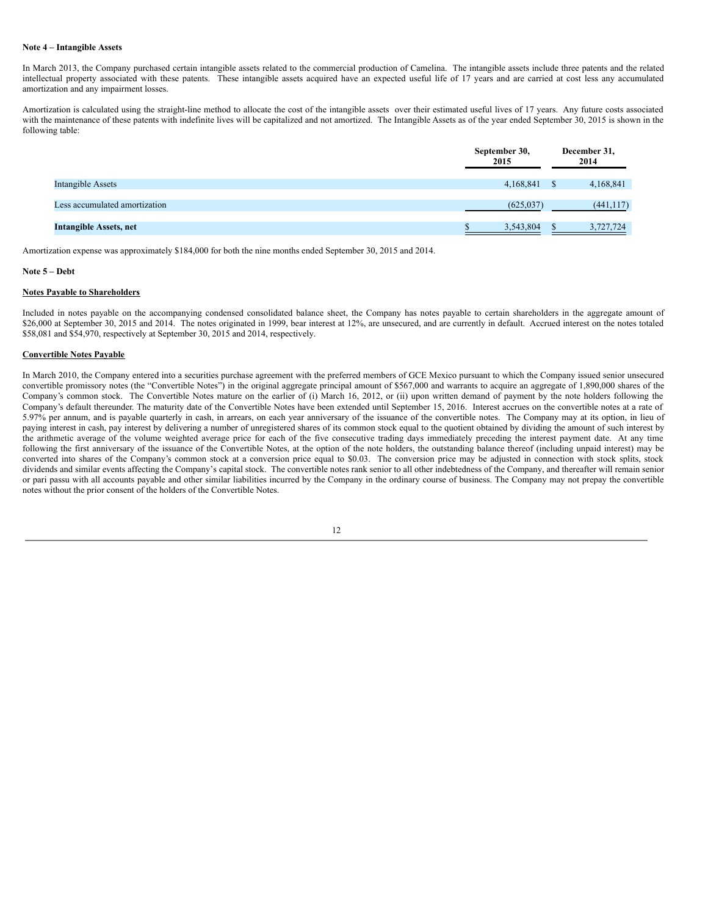**Note 4 – Intangible Assets**

In March 2013, the Company purchased certain intangible assets related to the commercial production of Camelina. The intangible assets include three patents and the related intellectual property associated with these patents. These intangible assets acquired have an expected useful life of 17 years and are carried at cost less any accumulated amortization and any impairment losses.

Amortization is calculated using the straight-line method to allocate the cost of the intangible assets over their estimated useful lives of 17 years. Any future costs associated with the maintenance of these patents with indefinite lives will be capitalized and not amortized. The Intangible Assets as of the year ended September 30, 2015 is shown in the following table:

| | September 30, 2015 | December 31, 2014 |
|---|---|---|
| Intangible Assets | 4,168,841 | $ 4,168,841 |
| Less accumulated amortization | (625,037) | (441,117) |
| **Intangible Assets, net** | $ 3,543,804 | $ 3,727,724 |

Amortization expense was approximately $184,000 for both the nine months ended September 30, 2015 and 2014.

**Note 5 – Debt**

**Notes Payable to Shareholders**

Included in notes payable on the accompanying condensed consolidated balance sheet, the Company has notes payable to certain shareholders in the aggregate amount of $26,000 at September 30, 2015 and 2014. The notes originated in 1999, bear interest at 12%, are unsecured, and are currently in default. Accrued interest on the notes totaled $58,081 and $54,970, respectively at September 30, 2015 and 2014, respectively.

**Convertible Notes Payable**

In March 2010, the Company entered into a securities purchase agreement with the preferred members of GCE Mexico pursuant to which the Company issued senior unsecured convertible promissory notes (the "Convertible Notes") in the original aggregate principal amount of $567,000 and warrants to acquire an aggregate of 1,890,000 shares of the Company's common stock. The Convertible Notes mature on the earlier of (i) March 16, 2012, or (ii) upon written demand of payment by the note holders following the Company's default thereunder. The maturity date of the Convertible Notes have been extended until September 15, 2016. Interest accrues on the convertible notes at a rate of 5.97% per annum, and is payable quarterly in cash, in arrears, on each year anniversary of the issuance of the convertible notes. The Company may at its option, in lieu of paying interest in cash, pay interest by delivering a number of unregistered shares of its common stock equal to the quotient obtained by dividing the amount of such interest by the arithmetic average of the volume weighted average price for each of the five consecutive trading days immediately preceding the interest payment date. At any time following the first anniversary of the issuance of the Convertible Notes, at the option of the note holders, the outstanding balance thereof (including unpaid interest) may be converted into shares of the Company's common stock at a conversion price equal to $0.03. The conversion price may be adjusted in connection with stock splits, stock dividends and similar events affecting the Company's capital stock. The convertible notes rank senior to all other indebtedness of the Company, and thereafter will remain senior or pari passu with all accounts payable and other similar liabilities incurred by the Company in the ordinary course of business. The Company may not prepay the convertible notes without the prior consent of the holders of the Convertible Notes.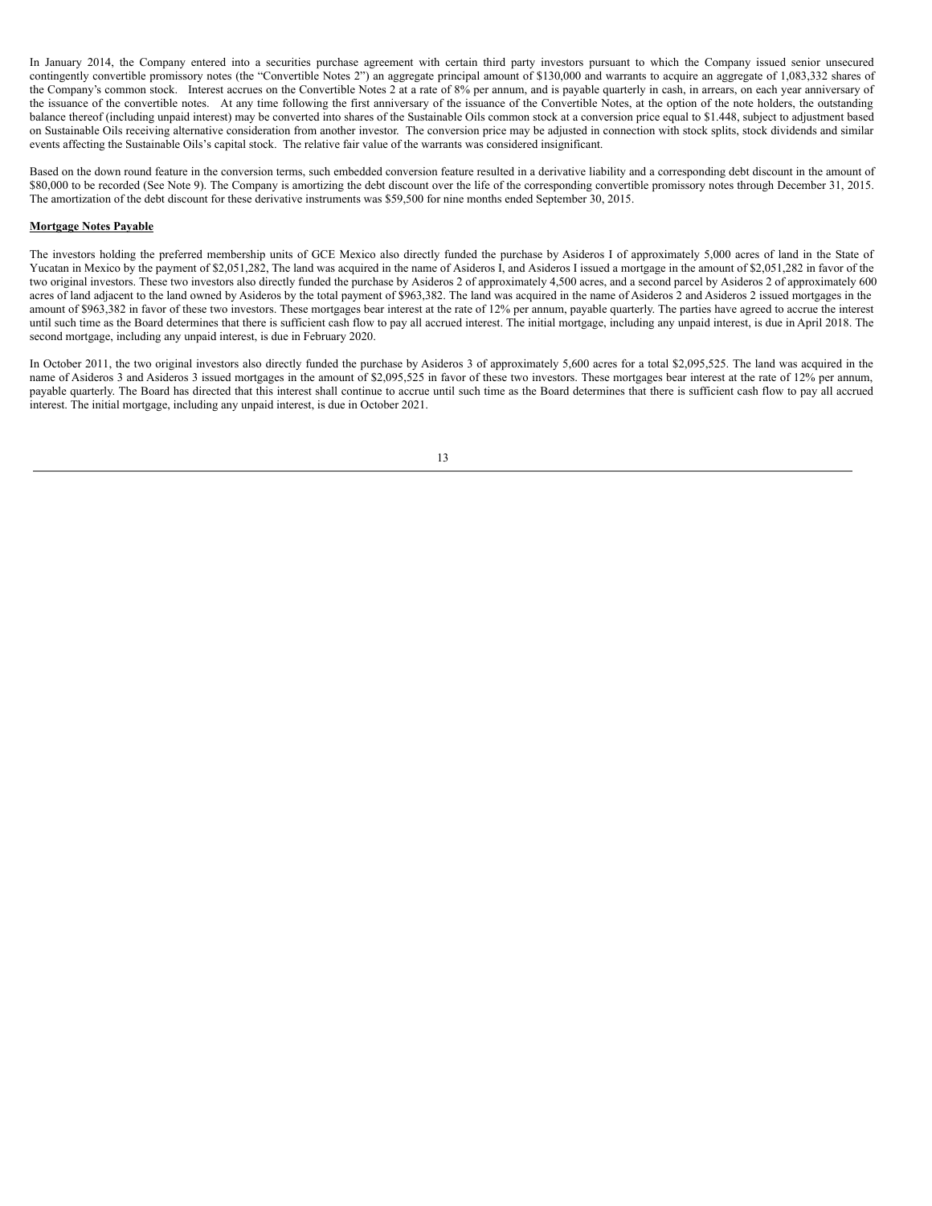In January 2014, the Company entered into a securities purchase agreement with certain third party investors pursuant to which the Company issued senior unsecured contingently convertible promissory notes (the "Convertible Notes 2") an aggregate principal amount of $130,000 and warrants to acquire an aggregate of 1,083,332 shares of the Company's common stock. Interest accrues on the Convertible Notes 2 at a rate of 8% per annum, and is payable quarterly in cash, in arrears, on each year anniversary of the issuance of the convertible notes. At any time following the first anniversary of the issuance of the Convertible Notes, at the option of the note holders, the outstanding balance thereof (including unpaid interest) may be converted into shares of the Sustainable Oils common stock at a conversion price equal to $1.448, subject to adjustment based on Sustainable Oils receiving alternative consideration from another investor. The conversion price may be adjusted in connection with stock splits, stock dividends and similar events affecting the Sustainable Oils's capital stock. The relative fair value of the warrants was considered insignificant.

Based on the down round feature in the conversion terms, such embedded conversion feature resulted in a derivative liability and a corresponding debt discount in the amount of $80,000 to be recorded (See Note 9). The Company is amortizing the debt discount over the life of the corresponding convertible promissory notes through December 31, 2015. The amortization of the debt discount for these derivative instruments was $59,500 for nine months ended September 30, 2015.

**Mortgage Notes Payable**

The investors holding the preferred membership units of GCE Mexico also directly funded the purchase by Asideros I of approximately 5,000 acres of land in the State of Yucatan in Mexico by the payment of $2,051,282, The land was acquired in the name of Asideros I, and Asideros I issued a mortgage in the amount of $2,051,282 in favor of the two original investors. These two investors also directly funded the purchase by Asideros 2 of approximately 4,500 acres, and a second parcel by Asideros 2 of approximately 600 acres of land adjacent to the land owned by Asideros by the total payment of $963,382. The land was acquired in the name of Asideros 2 and Asideros 2 issued mortgages in the amount of $963,382 in favor of these two investors. These mortgages bear interest at the rate of 12% per annum, payable quarterly. The parties have agreed to accrue the interest until such time as the Board determines that there is sufficient cash flow to pay all accrued interest. The initial mortgage, including any unpaid interest, is due in April 2018. The second mortgage, including any unpaid interest, is due in February 2020.

In October 2011, the two original investors also directly funded the purchase by Asideros 3 of approximately 5,600 acres for a total $2,095,525. The land was acquired in the name of Asideros 3 and Asideros 3 issued mortgages in the amount of $2,095,525 in favor of these two investors. These mortgages bear interest at the rate of 12% per annum, payable quarterly. The Board has directed that this interest shall continue to accrue until such time as the Board determines that there is sufficient cash flow to pay all accrued interest. The initial mortgage, including any unpaid interest, is due in October 2021.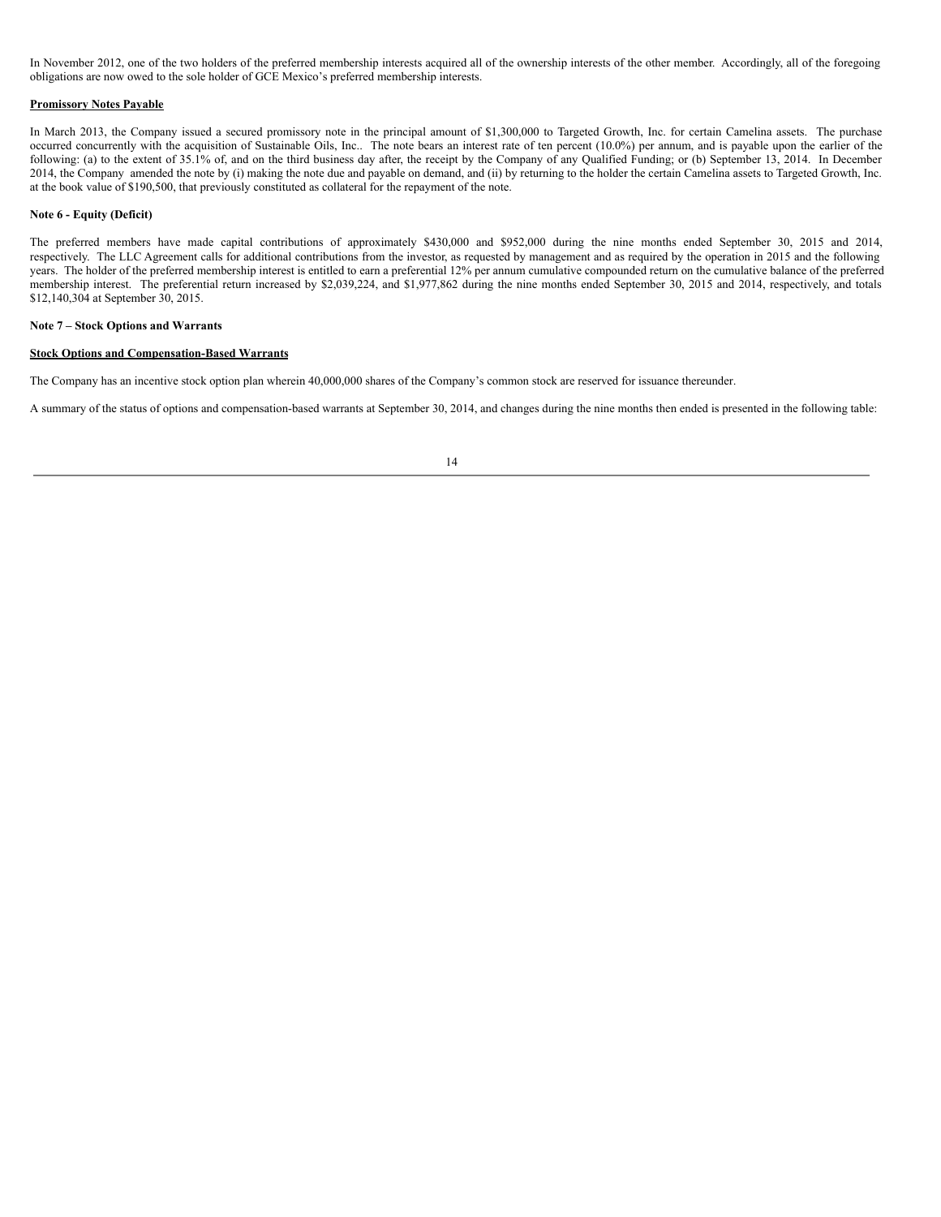In November 2012, one of the two holders of the preferred membership interests acquired all of the ownership interests of the other member. Accordingly, all of the foregoing obligations are now owed to the sole holder of GCE Mexico's preferred membership interests.

**Promissory Notes Payable**

In March 2013, the Company issued a secured promissory note in the principal amount of $1,300,000 to Targeted Growth, Inc. for certain Camelina assets. The purchase occurred concurrently with the acquisition of Sustainable Oils, Inc.. The note bears an interest rate of ten percent (10.0%) per annum, and is payable upon the earlier of the following: (a) to the extent of 35.1% of, and on the third business day after, the receipt by the Company of any Qualified Funding; or (b) September 13, 2014. In December 2014, the Company amended the note by (i) making the note due and payable on demand, and (ii) by returning to the holder the certain Camelina assets to Targeted Growth, Inc. at the book value of $190,500, that previously constituted as collateral for the repayment of the note.

**Note 6 - Equity (Deficit)**

The preferred members have made capital contributions of approximately $430,000 and $952,000 during the nine months ended September 30, 2015 and 2014, respectively. The LLC Agreement calls for additional contributions from the investor, as requested by management and as required by the operation in 2015 and the following years. The holder of the preferred membership interest is entitled to earn a preferential 12% per annum cumulative compounded return on the cumulative balance of the preferred membership interest. The preferential return increased by $2,039,224, and $1,977,862 during the nine months ended September 30, 2015 and 2014, respectively, and totals $12,140,304 at September 30, 2015.

**Note 7 – Stock Options and Warrants**

**Stock Options and Compensation-Based Warrants**

The Company has an incentive stock option plan wherein 40,000,000 shares of the Company's common stock are reserved for issuance thereunder.

A summary of the status of options and compensation-based warrants at September 30, 2014, and changes during the nine months then ended is presented in the following table: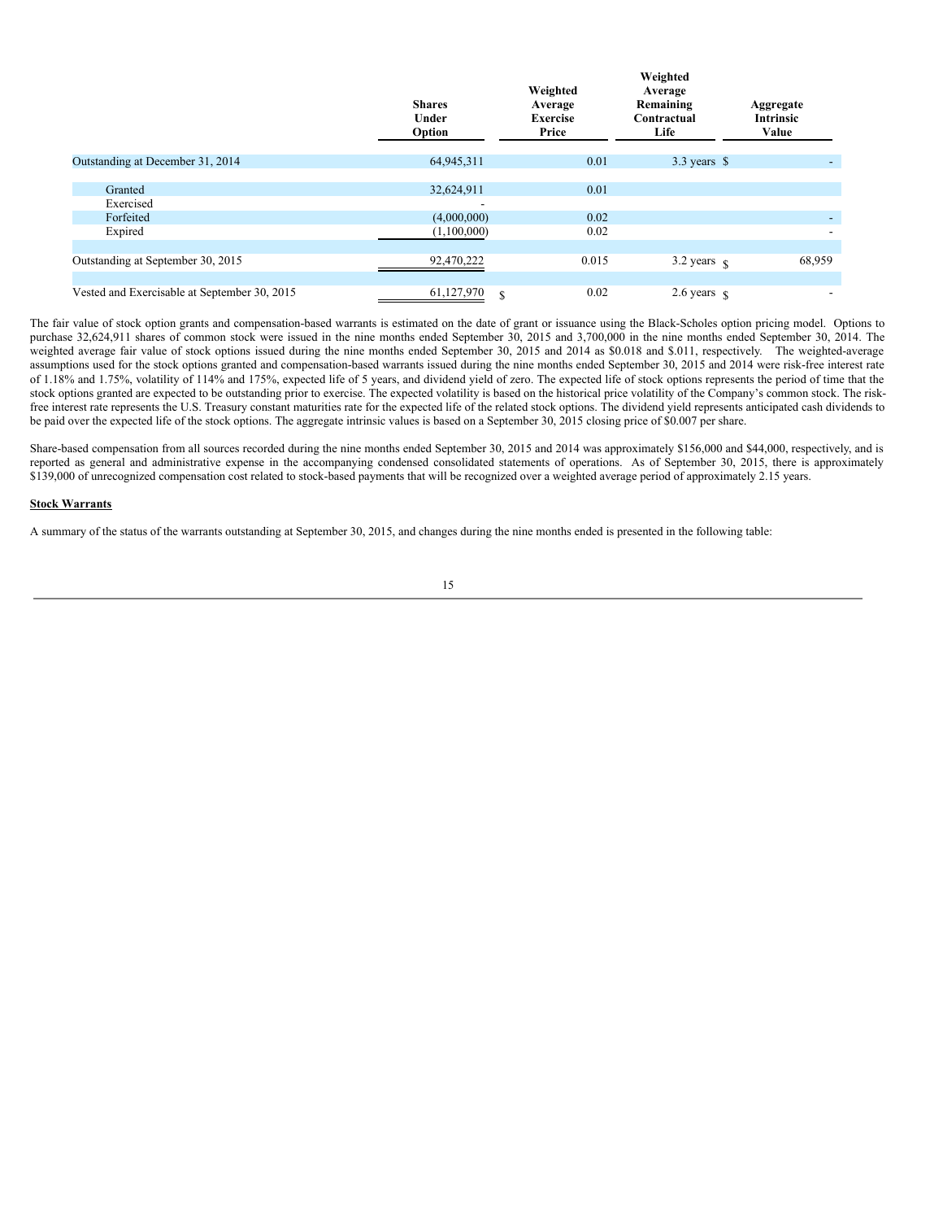| | Shares Under Option | Weighted Average Exercise Price | Weighted Average Remaining Contractual Life | Aggregate Intrinsic Value |
|---|---|---|---|---|
| Outstanding at December 31, 2014 | 64,945,311 | 0.01 | 3.3 years | $ - |
| Granted | 32,624,911 | 0.01 | | |
| Exercised | - | | | |
| Forfeited | (4,000,000) | 0.02 | | - |
| Expired | (1,100,000) | 0.02 | | - |
| Outstanding at September 30, 2015 | 92,470,222 | 0.015 | 3.2 years | $ 68,959 |
| Vested and Exercisable at September 30, 2015 | 61,127,970 | $ 0.02 | 2.6 years | $ - |

The fair value of stock option grants and compensation-based warrants is estimated on the date of grant or issuance using the Black-Scholes option pricing model. Options to purchase 32,624,911 shares of common stock were issued in the nine months ended September 30, 2015 and 3,700,000 in the nine months ended September 30, 2014. The weighted average fair value of stock options issued during the nine months ended September 30, 2015 and 2014 as $0.018 and $.011, respectively. The weighted-average assumptions used for the stock options granted and compensation-based warrants issued during the nine months ended September 30, 2015 and 2014 were risk-free interest rate of 1.18% and 1.75%, volatility of 114% and 175%, expected life of 5 years, and dividend yield of zero. The expected life of stock options represents the period of time that the stock options granted are expected to be outstanding prior to exercise. The expected volatility is based on the historical price volatility of the Company's common stock. The risk-free interest rate represents the U.S. Treasury constant maturities rate for the expected life of the related stock options. The dividend yield represents anticipated cash dividends to be paid over the expected life of the stock options. The aggregate intrinsic values is based on a September 30, 2015 closing price of $0.007 per share.

Share-based compensation from all sources recorded during the nine months ended September 30, 2015 and 2014 was approximately $156,000 and $44,000, respectively, and is reported as general and administrative expense in the accompanying condensed consolidated statements of operations. As of September 30, 2015, there is approximately $139,000 of unrecognized compensation cost related to stock-based payments that will be recognized over a weighted average period of approximately 2.15 years.

**Stock Warrants**

A summary of the status of the warrants outstanding at September 30, 2015, and changes during the nine months ended is presented in the following table: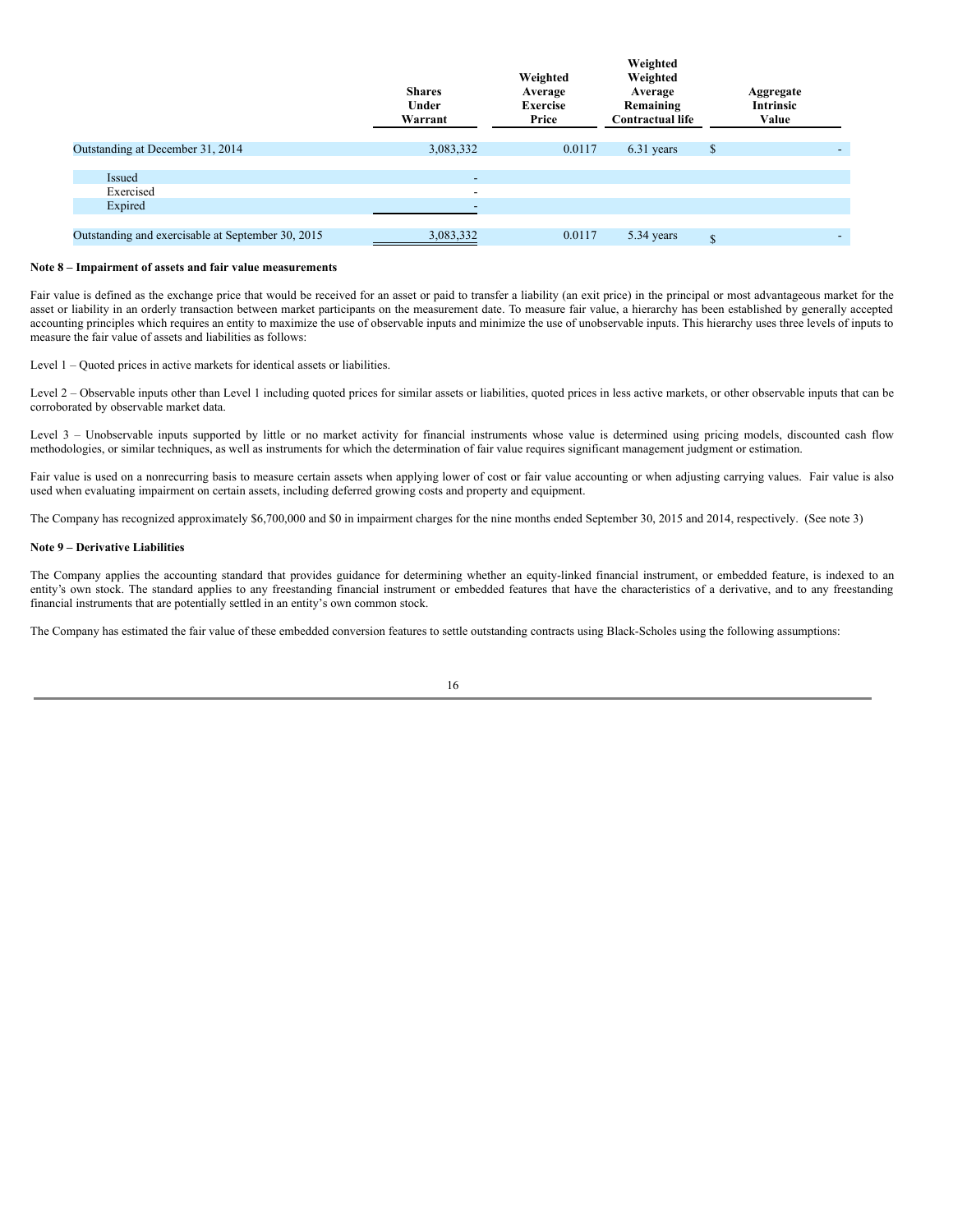| | Shares Under Warrant | Weighted Average Exercise Price | Weighted Weighted Average Remaining Contractual life | Aggregate Intrinsic Value |
|---|---|---|---|---|
| Outstanding at December 31, 2014 | 3,083,332 | 0.0117 | 6.31 years | $ - |
| Issued | - | | | |
| Exercised | - | | | |
| Expired | - | | | |
| Outstanding and exercisable at September 30, 2015 | 3,083,332 | 0.0117 | 5.34 years | $ - |

**Note 8 – Impairment of assets and fair value measurements**

Fair value is defined as the exchange price that would be received for an asset or paid to transfer a liability (an exit price) in the principal or most advantageous market for the asset or liability in an orderly transaction between market participants on the measurement date. To measure fair value, a hierarchy has been established by generally accepted accounting principles which requires an entity to maximize the use of observable inputs and minimize the use of unobservable inputs. This hierarchy uses three levels of inputs to measure the fair value of assets and liabilities as follows:

Level 1 – Quoted prices in active markets for identical assets or liabilities.

Level 2 – Observable inputs other than Level 1 including quoted prices for similar assets or liabilities, quoted prices in less active markets, or other observable inputs that can be corroborated by observable market data.

Level 3 – Unobservable inputs supported by little or no market activity for financial instruments whose value is determined using pricing models, discounted cash flow methodologies, or similar techniques, as well as instruments for which the determination of fair value requires significant management judgment or estimation.

Fair value is used on a nonrecurring basis to measure certain assets when applying lower of cost or fair value accounting or when adjusting carrying values. Fair value is also used when evaluating impairment on certain assets, including deferred growing costs and property and equipment.

The Company has recognized approximately $6,700,000 and $0 in impairment charges for the nine months ended September 30, 2015 and 2014, respectively. (See note 3)

**Note 9 – Derivative Liabilities**

The Company applies the accounting standard that provides guidance for determining whether an equity-linked financial instrument, or embedded feature, is indexed to an entity's own stock. The standard applies to any freestanding financial instrument or embedded features that have the characteristics of a derivative, and to any freestanding financial instruments that are potentially settled in an entity's own common stock.

The Company has estimated the fair value of these embedded conversion features to settle outstanding contracts using Black-Scholes using the following assumptions: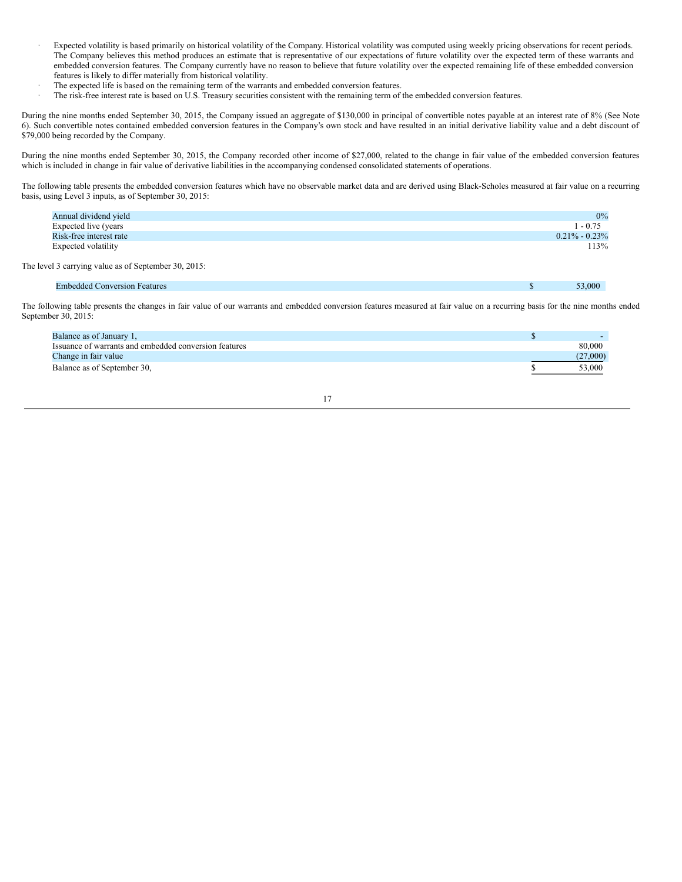- Expected volatility is based primarily on historical volatility of the Company. Historical volatility was computed using weekly pricing observations for recent periods. The Company believes this method produces an estimate that is representative of our expectations of future volatility over the expected term of these warrants and embedded conversion features. The Company currently have no reason to believe that future volatility over the expected remaining life of these embedded conversion features is likely to differ materially from historical volatility.
- The expected life is based on the remaining term of the warrants and embedded conversion features.
- The risk-free interest rate is based on U.S. Treasury securities consistent with the remaining term of the embedded conversion features.

During the nine months ended September 30, 2015, the Company issued an aggregate of $130,000 in principal of convertible notes payable at an interest rate of 8% (See Note 6). Such convertible notes contained embedded conversion features in the Company's own stock and have resulted in an initial derivative liability value and a debt discount of $79,000 being recorded by the Company.

During the nine months ended September 30, 2015, the Company recorded other income of $27,000, related to the change in fair value of the embedded conversion features which is included in change in fair value of derivative liabilities in the accompanying condensed consolidated statements of operations.

The following table presents the embedded conversion features which have no observable market data and are derived using Black-Scholes measured at fair value on a recurring basis, using Level 3 inputs, as of September 30, 2015:

| | |
|---|---|
| Annual dividend yield | 0% |
| Expected live (years | 1 - 0.75 |
| Risk-free interest rate | 0.21% - 0.23% |
| Expected volatility | 113% |

The level 3 carrying value as of September 30, 2015:

| | | |
|---|---|---|
| Embedded Conversion Features | $ | 53,000 |

The following table presents the changes in fair value of our warrants and embedded conversion features measured at fair value on a recurring basis for the nine months ended September 30, 2015:

| | | |
|---|---|---|
| Balance as of January 1, | $ | - |
| Issuance of warrants and embedded conversion features | | 80,000 |
| Change in fair value | | (27,000) |
| Balance as of September 30, | $ | 53,000 |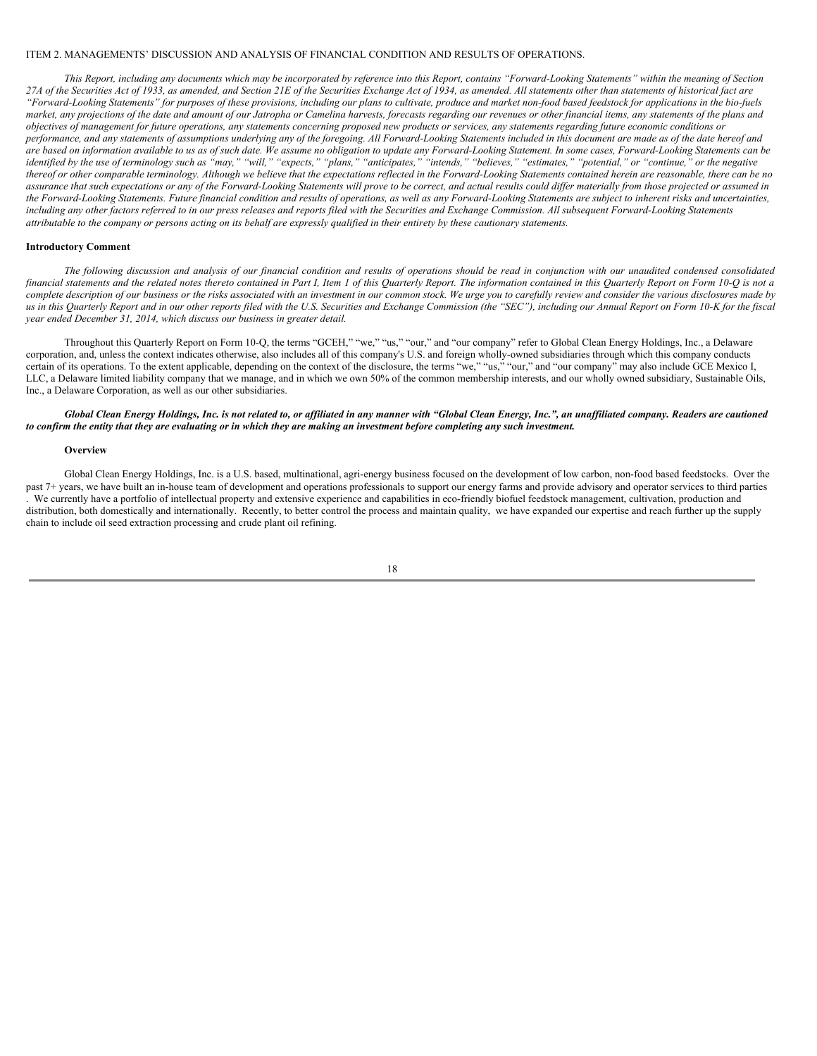ITEM 2. MANAGEMENTS' DISCUSSION AND ANALYSIS OF FINANCIAL CONDITION AND RESULTS OF OPERATIONS.

*This Report, including any documents which may be incorporated by reference into this Report, contains "Forward-Looking Statements" within the meaning of Section 27A of the Securities Act of 1933, as amended, and Section 21E of the Securities Exchange Act of 1934, as amended. All statements other than statements of historical fact are "Forward-Looking Statements" for purposes of these provisions, including our plans to cultivate, produce and market non-food based feedstock for applications in the bio-fuels market, any projections of the date and amount of our Jatropha or Camelina harvests, forecasts regarding our revenues or other financial items, any statements of the plans and objectives of management for future operations, any statements concerning proposed new products or services, any statements regarding future economic conditions or performance, and any statements of assumptions underlying any of the foregoing. All Forward-Looking Statements included in this document are made as of the date hereof and are based on information available to us as of such date. We assume no obligation to update any Forward-Looking Statement. In some cases, Forward-Looking Statements can be identified by the use of terminology such as "may," "will," "expects," "plans," "anticipates," "intends," "believes," "estimates," "potential," or "continue," or the negative thereof or other comparable terminology. Although we believe that the expectations reflected in the Forward-Looking Statements contained herein are reasonable, there can be no assurance that such expectations or any of the Forward-Looking Statements will prove to be correct, and actual results could differ materially from those projected or assumed in the Forward-Looking Statements. Future financial condition and results of operations, as well as any Forward-Looking Statements are subject to inherent risks and uncertainties, including any other factors referred to in our press releases and reports filed with the Securities and Exchange Commission. All subsequent Forward-Looking Statements attributable to the company or persons acting on its behalf are expressly qualified in their entirety by these cautionary statements.*

**Introductory Comment**

*The following discussion and analysis of our financial condition and results of operations should be read in conjunction with our unaudited condensed consolidated financial statements and the related notes thereto contained in Part I, Item 1 of this Quarterly Report. The information contained in this Quarterly Report on Form 10-Q is not a complete description of our business or the risks associated with an investment in our common stock. We urge you to carefully review and consider the various disclosures made by us in this Quarterly Report and in our other reports filed with the U.S. Securities and Exchange Commission (the "SEC"), including our Annual Report on Form 10-K for the fiscal year ended December 31, 2014, which discuss our business in greater detail.*

Throughout this Quarterly Report on Form 10-Q, the terms "GCEH," "we," "us," "our," and "our company" refer to Global Clean Energy Holdings, Inc., a Delaware corporation, and, unless the context indicates otherwise, also includes all of this company's U.S. and foreign wholly-owned subsidiaries through which this company conducts certain of its operations. To the extent applicable, depending on the context of the disclosure, the terms "we," "us," "our," and "our company" may also include GCE Mexico I, LLC, a Delaware limited liability company that we manage, and in which we own 50% of the common membership interests, and our wholly owned subsidiary, Sustainable Oils, Inc., a Delaware Corporation, as well as our other subsidiaries.

***Global Clean Energy Holdings, Inc. is not related to, or affiliated in any manner with "Global Clean Energy, Inc.", an unaffiliated company. Readers are cautioned to confirm the entity that they are evaluating or in which they are making an investment before completing any such investment.***

**Overview**

Global Clean Energy Holdings, Inc. is a U.S. based, multinational, agri-energy business focused on the development of low carbon, non-food based feedstocks. Over the past 7+ years, we have built an in-house team of development and operations professionals to support our energy farms and provide advisory and operator services to third parties . We currently have a portfolio of intellectual property and extensive experience and capabilities in eco-friendly biofuel feedstock management, cultivation, production and distribution, both domestically and internationally. Recently, to better control the process and maintain quality, we have expanded our expertise and reach further up the supply chain to include oil seed extraction processing and crude plant oil refining.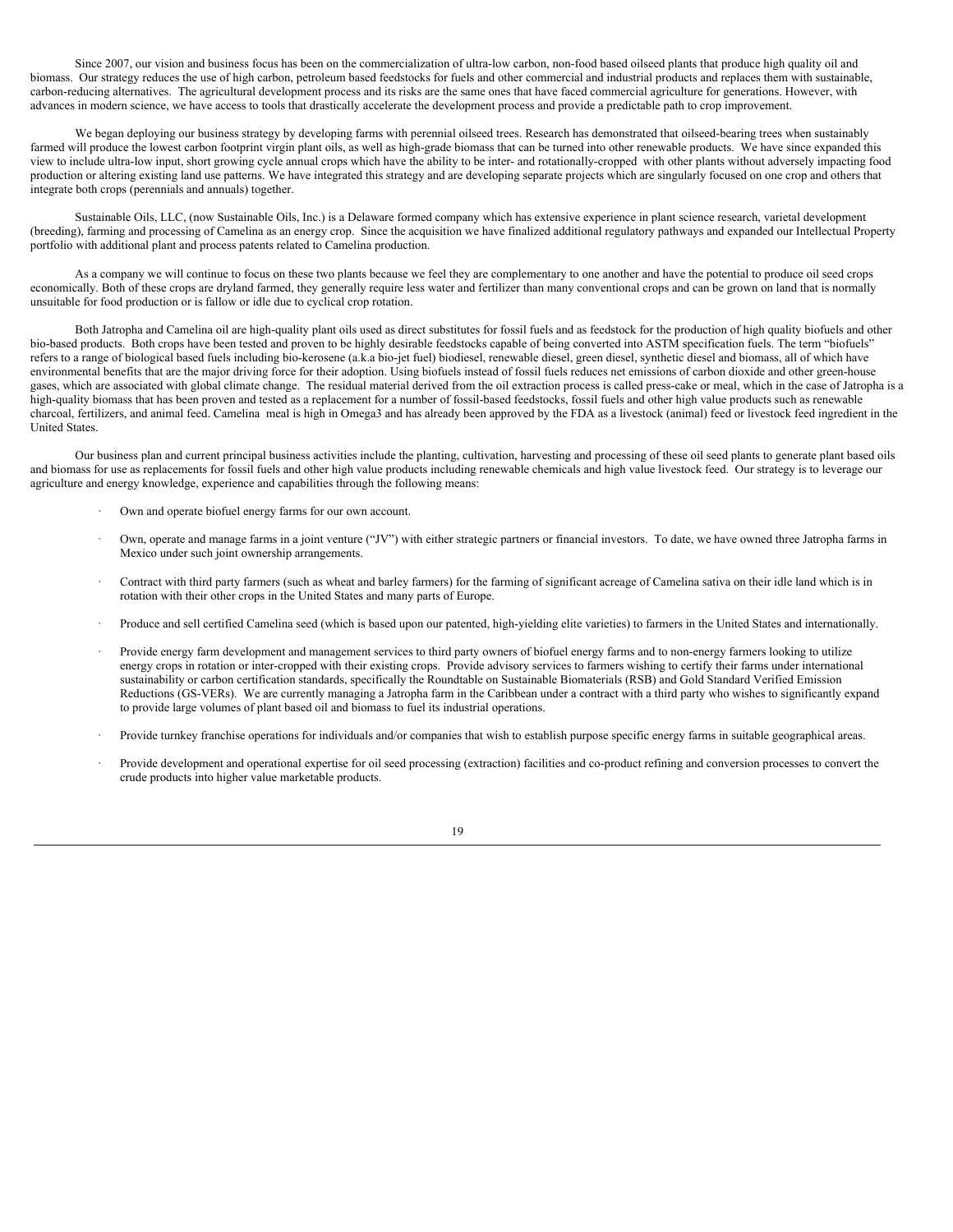Since 2007, our vision and business focus has been on the commercialization of ultra-low carbon, non-food based oilseed plants that produce high quality oil and biomass. Our strategy reduces the use of high carbon, petroleum based feedstocks for fuels and other commercial and industrial products and replaces them with sustainable, carbon-reducing alternatives. The agricultural development process and its risks are the same ones that have faced commercial agriculture for generations. However, with advances in modern science, we have access to tools that drastically accelerate the development process and provide a predictable path to crop improvement.

We began deploying our business strategy by developing farms with perennial oilseed trees. Research has demonstrated that oilseed-bearing trees when sustainably farmed will produce the lowest carbon footprint virgin plant oils, as well as high-grade biomass that can be turned into other renewable products. We have since expanded this view to include ultra-low input, short growing cycle annual crops which have the ability to be inter- and rotationally-cropped with other plants without adversely impacting food production or altering existing land use patterns. We have integrated this strategy and are developing separate projects which are singularly focused on one crop and others that integrate both crops (perennials and annuals) together.

Sustainable Oils, LLC, (now Sustainable Oils, Inc.) is a Delaware formed company which has extensive experience in plant science research, varietal development (breeding), farming and processing of Camelina as an energy crop. Since the acquisition we have finalized additional regulatory pathways and expanded our Intellectual Property portfolio with additional plant and process patents related to Camelina production.

As a company we will continue to focus on these two plants because we feel they are complementary to one another and have the potential to produce oil seed crops economically. Both of these crops are dryland farmed, they generally require less water and fertilizer than many conventional crops and can be grown on land that is normally unsuitable for food production or is fallow or idle due to cyclical crop rotation.

Both Jatropha and Camelina oil are high-quality plant oils used as direct substitutes for fossil fuels and as feedstock for the production of high quality biofuels and other bio-based products. Both crops have been tested and proven to be highly desirable feedstocks capable of being converted into ASTM specification fuels. The term "biofuels" refers to a range of biological based fuels including bio-kerosene (a.k.a bio-jet fuel) biodiesel, renewable diesel, green diesel, synthetic diesel and biomass, all of which have environmental benefits that are the major driving force for their adoption. Using biofuels instead of fossil fuels reduces net emissions of carbon dioxide and other green-house gases, which are associated with global climate change. The residual material derived from the oil extraction process is called press-cake or meal, which in the case of Jatropha is a high-quality biomass that has been proven and tested as a replacement for a number of fossil-based feedstocks, fossil fuels and other high value products such as renewable charcoal, fertilizers, and animal feed. Camelina meal is high in Omega3 and has already been approved by the FDA as a livestock (animal) feed or livestock feed ingredient in the United States.

Our business plan and current principal business activities include the planting, cultivation, harvesting and processing of these oil seed plants to generate plant based oils and biomass for use as replacements for fossil fuels and other high value products including renewable chemicals and high value livestock feed. Our strategy is to leverage our agriculture and energy knowledge, experience and capabilities through the following means:

- Own and operate biofuel energy farms for our own account.
- Own, operate and manage farms in a joint venture ("JV") with either strategic partners or financial investors. To date, we have owned three Jatropha farms in Mexico under such joint ownership arrangements.
- Contract with third party farmers (such as wheat and barley farmers) for the farming of significant acreage of Camelina sativa on their idle land which is in rotation with their other crops in the United States and many parts of Europe.
- Produce and sell certified Camelina seed (which is based upon our patented, high-yielding elite varieties) to farmers in the United States and internationally.
- Provide energy farm development and management services to third party owners of biofuel energy farms and to non-energy farmers looking to utilize energy crops in rotation or inter-cropped with their existing crops. Provide advisory services to farmers wishing to certify their farms under international sustainability or carbon certification standards, specifically the Roundtable on Sustainable Biomaterials (RSB) and Gold Standard Verified Emission Reductions (GS-VERs). We are currently managing a Jatropha farm in the Caribbean under a contract with a third party who wishes to significantly expand to provide large volumes of plant based oil and biomass to fuel its industrial operations.
- Provide turnkey franchise operations for individuals and/or companies that wish to establish purpose specific energy farms in suitable geographical areas.
- Provide development and operational expertise for oil seed processing (extraction) facilities and co-product refining and conversion processes to convert the crude products into higher value marketable products.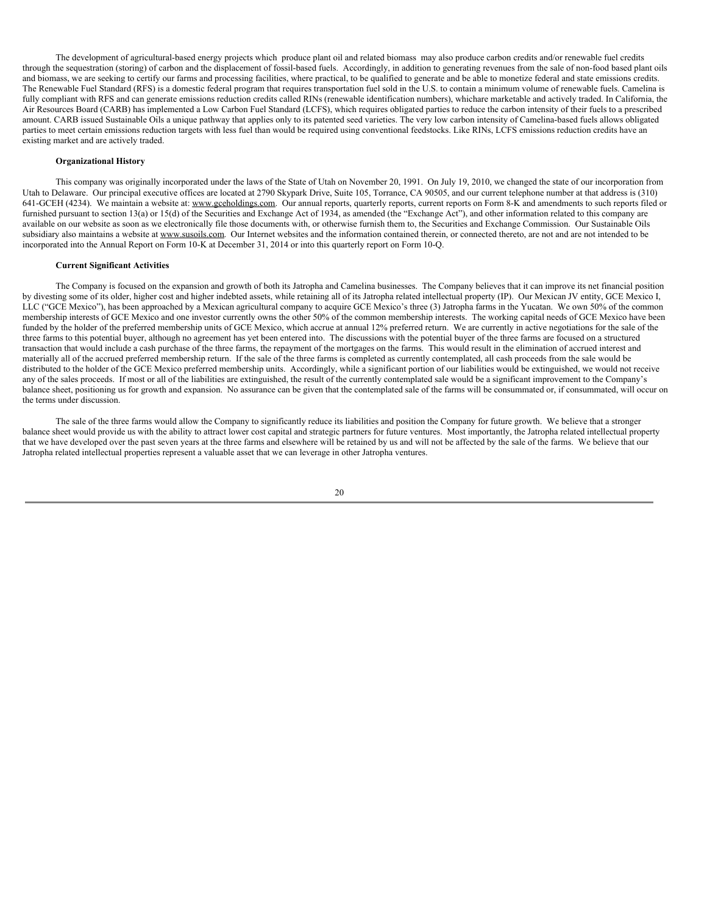The development of agricultural-based energy projects which produce plant oil and related biomass may also produce carbon credits and/or renewable fuel credits through the sequestration (storing) of carbon and the displacement of fossil-based fuels. Accordingly, in addition to generating revenues from the sale of non-food based plant oils and biomass, we are seeking to certify our farms and processing facilities, where practical, to be qualified to generate and be able to monetize federal and state emissions credits. The Renewable Fuel Standard (RFS) is a domestic federal program that requires transportation fuel sold in the U.S. to contain a minimum volume of renewable fuels. Camelina is fully compliant with RFS and can generate emissions reduction credits called RINs (renewable identification numbers), whichare marketable and actively traded. In California, the Air Resources Board (CARB) has implemented a Low Carbon Fuel Standard (LCFS), which requires obligated parties to reduce the carbon intensity of their fuels to a prescribed amount. CARB issued Sustainable Oils a unique pathway that applies only to its patented seed varieties. The very low carbon intensity of Camelina-based fuels allows obligated parties to meet certain emissions reduction targets with less fuel than would be required using conventional feedstocks. Like RINs, LCFS emissions reduction credits have an existing market and are actively traded.

**Organizational History**

This company was originally incorporated under the laws of the State of Utah on November 20, 1991. On July 19, 2010, we changed the state of our incorporation from Utah to Delaware. Our principal executive offices are located at 2790 Skypark Drive, Suite 105, Torrance, CA 90505, and our current telephone number at that address is (310) 641-GCEH (4234). We maintain a website at: www.gceholdings.com. Our annual reports, quarterly reports, current reports on Form 8-K and amendments to such reports filed or furnished pursuant to section 13(a) or 15(d) of the Securities and Exchange Act of 1934, as amended (the "Exchange Act"), and other information related to this company are available on our website as soon as we electronically file those documents with, or otherwise furnish them to, the Securities and Exchange Commission. Our Sustainable Oils subsidiary also maintains a website at www.susoils.com. Our Internet websites and the information contained therein, or connected thereto, are not and are not intended to be incorporated into the Annual Report on Form 10-K at December 31, 2014 or into this quarterly report on Form 10-Q.

**Current Significant Activities**

The Company is focused on the expansion and growth of both its Jatropha and Camelina businesses. The Company believes that it can improve its net financial position by divesting some of its older, higher cost and higher indebted assets, while retaining all of its Jatropha related intellectual property (IP). Our Mexican JV entity, GCE Mexico I, LLC ("GCE Mexico"), has been approached by a Mexican agricultural company to acquire GCE Mexico's three (3) Jatropha farms in the Yucatan. We own 50% of the common membership interests of GCE Mexico and one investor currently owns the other 50% of the common membership interests. The working capital needs of GCE Mexico have been funded by the holder of the preferred membership units of GCE Mexico, which accrue at annual 12% preferred return. We are currently in active negotiations for the sale of the three farms to this potential buyer, although no agreement has yet been entered into. The discussions with the potential buyer of the three farms are focused on a structured transaction that would include a cash purchase of the three farms, the repayment of the mortgages on the farms. This would result in the elimination of accrued interest and materially all of the accrued preferred membership return. If the sale of the three farms is completed as currently contemplated, all cash proceeds from the sale would be distributed to the holder of the GCE Mexico preferred membership units. Accordingly, while a significant portion of our liabilities would be extinguished, we would not receive any of the sales proceeds. If most or all of the liabilities are extinguished, the result of the currently contemplated sale would be a significant improvement to the Company's balance sheet, positioning us for growth and expansion. No assurance can be given that the contemplated sale of the farms will be consummated or, if consummated, will occur on the terms under discussion.

The sale of the three farms would allow the Company to significantly reduce its liabilities and position the Company for future growth. We believe that a stronger balance sheet would provide us with the ability to attract lower cost capital and strategic partners for future ventures. Most importantly, the Jatropha related intellectual property that we have developed over the past seven years at the three farms and elsewhere will be retained by us and will not be affected by the sale of the farms. We believe that our Jatropha related intellectual properties represent a valuable asset that we can leverage in other Jatropha ventures.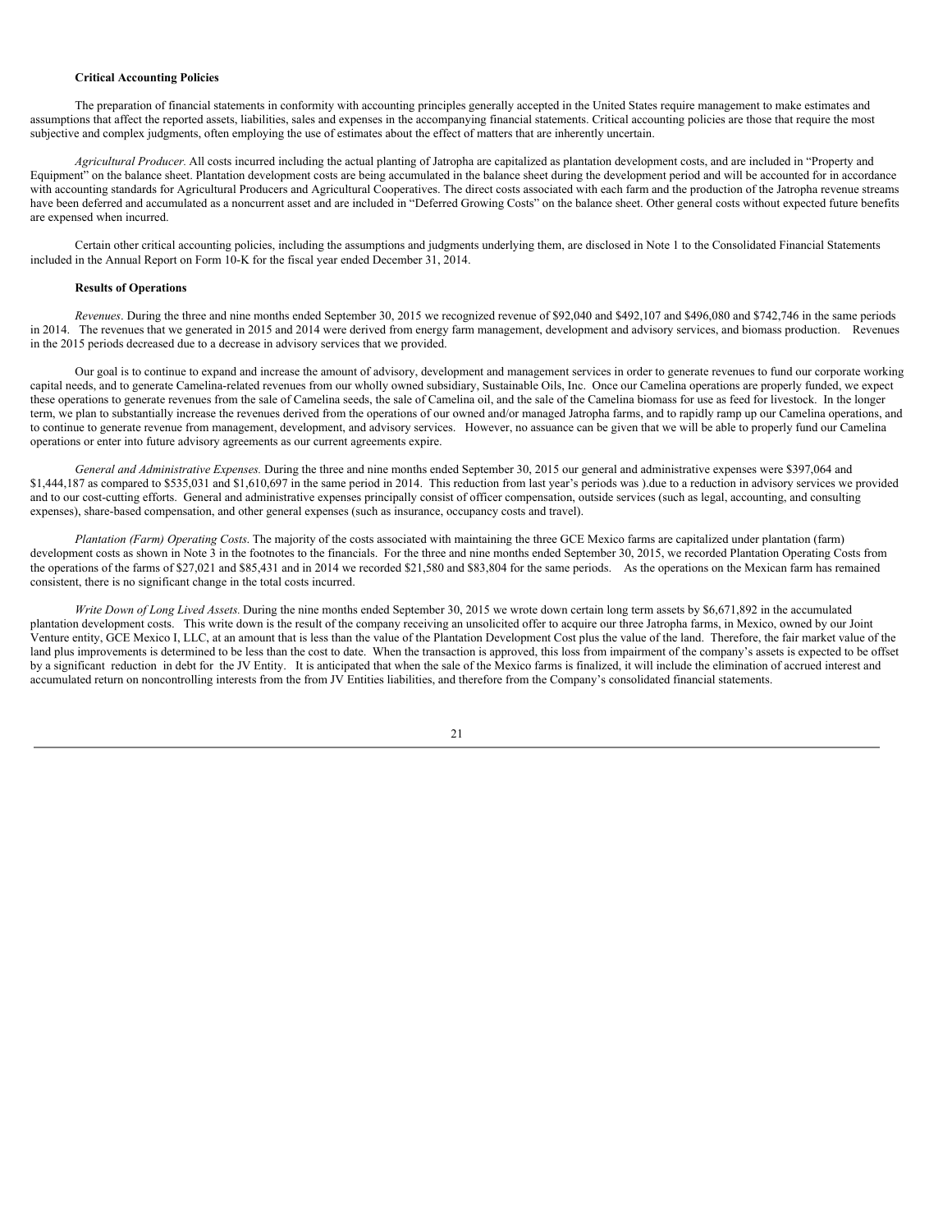**Critical Accounting Policies**

The preparation of financial statements in conformity with accounting principles generally accepted in the United States require management to make estimates and assumptions that affect the reported assets, liabilities, sales and expenses in the accompanying financial statements. Critical accounting policies are those that require the most subjective and complex judgments, often employing the use of estimates about the effect of matters that are inherently uncertain.

*Agricultural Producer.* All costs incurred including the actual planting of Jatropha are capitalized as plantation development costs, and are included in "Property and Equipment" on the balance sheet. Plantation development costs are being accumulated in the balance sheet during the development period and will be accounted for in accordance with accounting standards for Agricultural Producers and Agricultural Cooperatives. The direct costs associated with each farm and the production of the Jatropha revenue streams have been deferred and accumulated as a noncurrent asset and are included in "Deferred Growing Costs" on the balance sheet. Other general costs without expected future benefits are expensed when incurred.

Certain other critical accounting policies, including the assumptions and judgments underlying them, are disclosed in Note 1 to the Consolidated Financial Statements included in the Annual Report on Form 10-K for the fiscal year ended December 31, 2014.

**Results of Operations**

*Revenues*. During the three and nine months ended September 30, 2015 we recognized revenue of $92,040 and $492,107 and $496,080 and $742,746 in the same periods in 2014. The revenues that we generated in 2015 and 2014 were derived from energy farm management, development and advisory services, and biomass production. Revenues in the 2015 periods decreased due to a decrease in advisory services that we provided.

Our goal is to continue to expand and increase the amount of advisory, development and management services in order to generate revenues to fund our corporate working capital needs, and to generate Camelina-related revenues from our wholly owned subsidiary, Sustainable Oils, Inc. Once our Camelina operations are properly funded, we expect these operations to generate revenues from the sale of Camelina seeds, the sale of Camelina oil, and the sale of the Camelina biomass for use as feed for livestock. In the longer term, we plan to substantially increase the revenues derived from the operations of our owned and/or managed Jatropha farms, and to rapidly ramp up our Camelina operations, and to continue to generate revenue from management, development, and advisory services. However, no assuance can be given that we will be able to properly fund our Camelina operations or enter into future advisory agreements as our current agreements expire.

*General and Administrative Expenses.* During the three and nine months ended September 30, 2015 our general and administrative expenses were $397,064 and $1,444,187 as compared to $535,031 and $1,610,697 in the same period in 2014. This reduction from last year's periods was ).due to a reduction in advisory services we provided and to our cost-cutting efforts. General and administrative expenses principally consist of officer compensation, outside services (such as legal, accounting, and consulting expenses), share-based compensation, and other general expenses (such as insurance, occupancy costs and travel).

*Plantation (Farm) Operating Costs*. The majority of the costs associated with maintaining the three GCE Mexico farms are capitalized under plantation (farm) development costs as shown in Note 3 in the footnotes to the financials. For the three and nine months ended September 30, 2015, we recorded Plantation Operating Costs from the operations of the farms of $27,021 and $85,431 and in 2014 we recorded $21,580 and $83,804 for the same periods. As the operations on the Mexican farm has remained consistent, there is no significant change in the total costs incurred.

*Write Down of Long Lived Assets.* During the nine months ended September 30, 2015 we wrote down certain long term assets by $6,671,892 in the accumulated plantation development costs. This write down is the result of the company receiving an unsolicited offer to acquire our three Jatropha farms, in Mexico, owned by our Joint Venture entity, GCE Mexico I, LLC, at an amount that is less than the value of the Plantation Development Cost plus the value of the land. Therefore, the fair market value of the land plus improvements is determined to be less than the cost to date. When the transaction is approved, this loss from impairment of the company's assets is expected to be offset by a significant reduction in debt for the JV Entity. It is anticipated that when the sale of the Mexico farms is finalized, it will include the elimination of accrued interest and accumulated return on noncontrolling interests from the from JV Entities liabilities, and therefore from the Company's consolidated financial statements.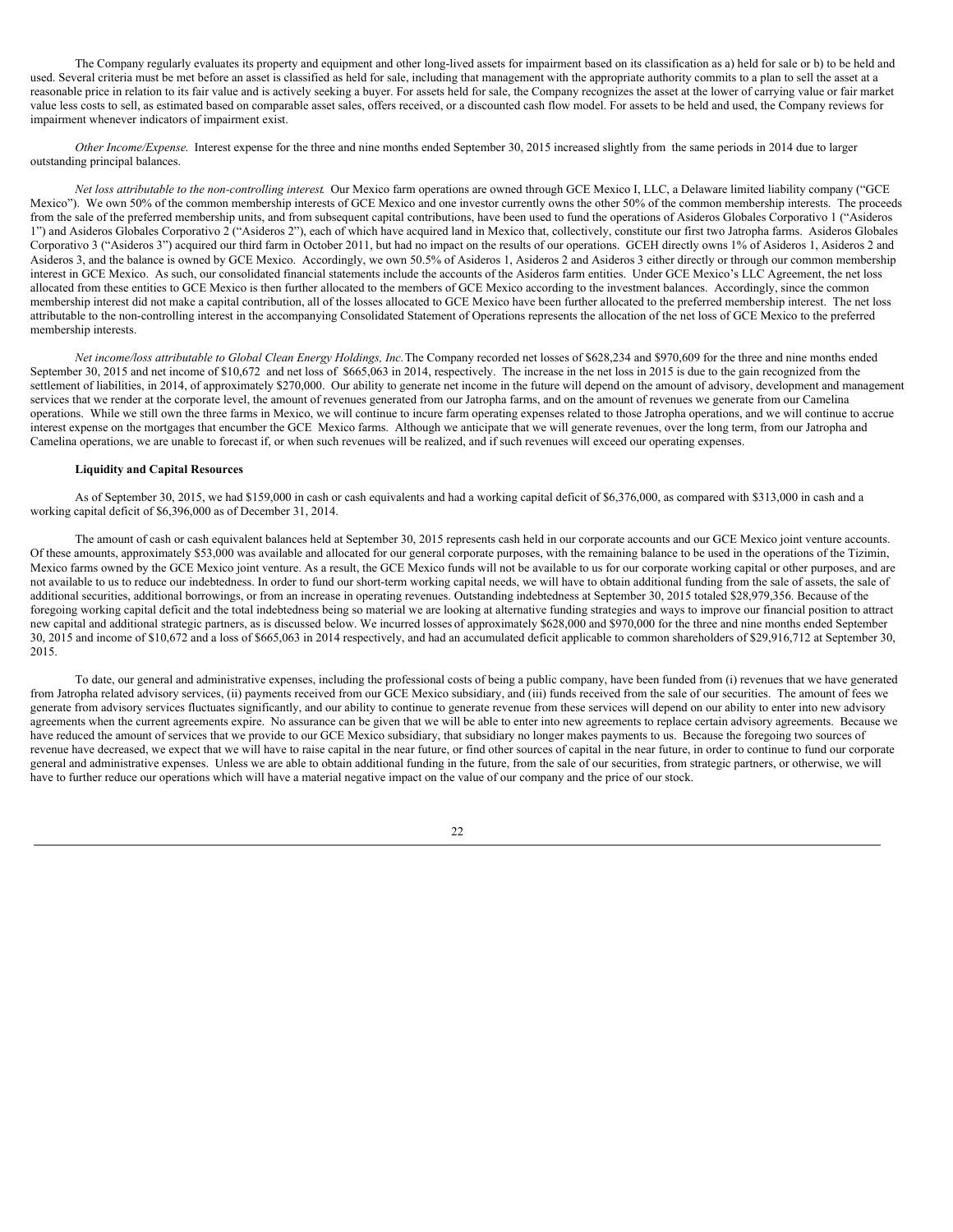The Company regularly evaluates its property and equipment and other long-lived assets for impairment based on its classification as a) held for sale or b) to be held and used. Several criteria must be met before an asset is classified as held for sale, including that management with the appropriate authority commits to a plan to sell the asset at a reasonable price in relation to its fair value and is actively seeking a buyer. For assets held for sale, the Company recognizes the asset at the lower of carrying value or fair market value less costs to sell, as estimated based on comparable asset sales, offers received, or a discounted cash flow model. For assets to be held and used, the Company reviews for impairment whenever indicators of impairment exist.

*Other Income/Expense*. Interest expense for the three and nine months ended September 30, 2015 increased slightly from the same periods in 2014 due to larger outstanding principal balances.

*Net loss attributable to the non-controlling interest*. Our Mexico farm operations are owned through GCE Mexico I, LLC, a Delaware limited liability company ("GCE Mexico"). We own 50% of the common membership interests of GCE Mexico and one investor currently owns the other 50% of the common membership interests. The proceeds from the sale of the preferred membership units, and from subsequent capital contributions, have been used to fund the operations of Asideros Globales Corporativo 1 ("Asideros 1") and Asideros Globales Corporativo 2 ("Asideros 2"), each of which have acquired land in Mexico that, collectively, constitute our first two Jatropha farms. Asideros Globales Corporativo 3 ("Asideros 3") acquired our third farm in October 2011, but had no impact on the results of our operations. GCEH directly owns 1% of Asideros 1, Asideros 2 and Asideros 3, and the balance is owned by GCE Mexico. Accordingly, we own 50.5% of Asideros 1, Asideros 2 and Asideros 3 either directly or through our common membership interest in GCE Mexico. As such, our consolidated financial statements include the accounts of the Asideros farm entities. Under GCE Mexico's LLC Agreement, the net loss allocated from these entities to GCE Mexico is then further allocated to the members of GCE Mexico according to the investment balances. Accordingly, since the common membership interest did not make a capital contribution, all of the losses allocated to GCE Mexico have been further allocated to the preferred membership interest. The net loss attributable to the non-controlling interest in the accompanying Consolidated Statement of Operations represents the allocation of the net loss of GCE Mexico to the preferred membership interests.

*Net income/loss attributable to Global Clean Energy Holdings, Inc.* The Company recorded net losses of $628,234 and $970,609 for the three and nine months ended September 30, 2015 and net income of $10,672 and net loss of $665,063 in 2014, respectively. The increase in the net loss in 2015 is due to the gain recognized from the settlement of liabilities, in 2014, of approximately $270,000. Our ability to generate net income in the future will depend on the amount of advisory, development and management services that we render at the corporate level, the amount of revenues generated from our Jatropha farms, and on the amount of revenues we generate from our Camelina operations. While we still own the three farms in Mexico, we will continue to incure farm operating expenses related to those Jatropha operations, and we will continue to accrue interest expense on the mortgages that encumber the GCE Mexico farms. Although we anticipate that we will generate revenues, over the long term, from our Jatropha and Camelina operations, we are unable to forecast if, or when such revenues will be realized, and if such revenues will exceed our operating expenses.

**Liquidity and Capital Resources**

As of September 30, 2015, we had $159,000 in cash or cash equivalents and had a working capital deficit of $6,376,000, as compared with $313,000 in cash and a working capital deficit of $6,396,000 as of December 31, 2014.

The amount of cash or cash equivalent balances held at September 30, 2015 represents cash held in our corporate accounts and our GCE Mexico joint venture accounts. Of these amounts, approximately $53,000 was available and allocated for our general corporate purposes, with the remaining balance to be used in the operations of the Tizimin, Mexico farms owned by the GCE Mexico joint venture. As a result, the GCE Mexico funds will not be available to us for our corporate working capital or other purposes, and are not available to us to reduce our indebtedness. In order to fund our short-term working capital needs, we will have to obtain additional funding from the sale of assets, the sale of additional securities, additional borrowings, or from an increase in operating revenues. Outstanding indebtedness at September 30, 2015 totaled $28,979,356. Because of the foregoing working capital deficit and the total indebtedness being so material we are looking at alternative funding strategies and ways to improve our financial position to attract new capital and additional strategic partners, as is discussed below. We incurred losses of approximately $628,000 and $970,000 for the three and nine months ended September 30, 2015 and income of $10,672 and a loss of $665,063 in 2014 respectively, and had an accumulated deficit applicable to common shareholders of $29,916,712 at September 30, 2015.

To date, our general and administrative expenses, including the professional costs of being a public company, have been funded from (i) revenues that we have generated from Jatropha related advisory services, (ii) payments received from our GCE Mexico subsidiary, and (iii) funds received from the sale of our securities. The amount of fees we generate from advisory services fluctuates significantly, and our ability to continue to generate revenue from these services will depend on our ability to enter into new advisory agreements when the current agreements expire. No assurance can be given that we will be able to enter into new agreements to replace certain advisory agreements. Because we have reduced the amount of services that we provide to our GCE Mexico subsidiary, that subsidiary no longer makes payments to us. Because the foregoing two sources of revenue have decreased, we expect that we will have to raise capital in the near future, or find other sources of capital in the near future, in order to continue to fund our corporate general and administrative expenses. Unless we are able to obtain additional funding in the future, from the sale of our securities, from strategic partners, or otherwise, we will have to further reduce our operations which will have a material negative impact on the value of our company and the price of our stock.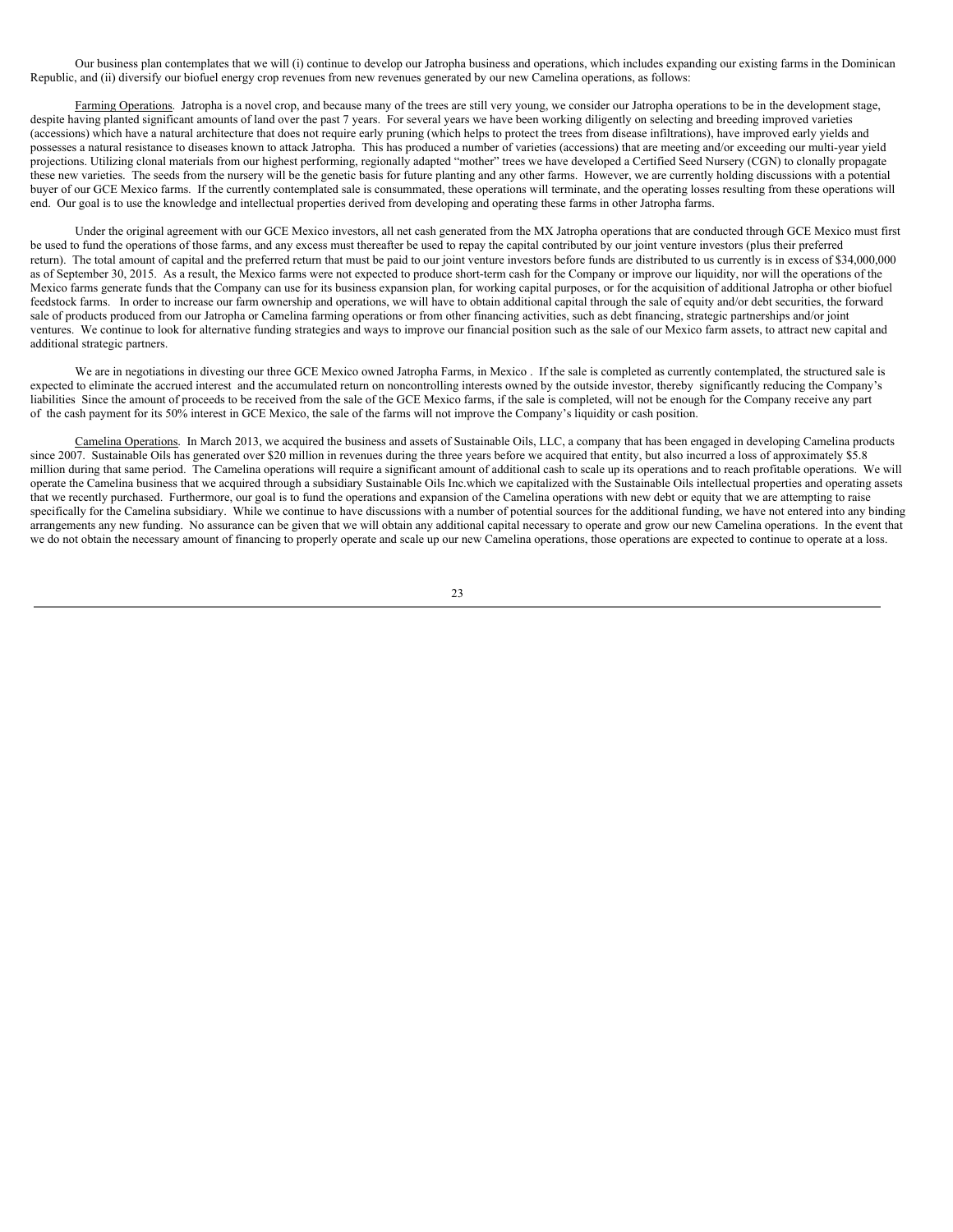Our business plan contemplates that we will (i) continue to develop our Jatropha business and operations, which includes expanding our existing farms in the Dominican Republic, and (ii) diversify our biofuel energy crop revenues from new revenues generated by our new Camelina operations, as follows:

Farming Operations. Jatropha is a novel crop, and because many of the trees are still very young, we consider our Jatropha operations to be in the development stage, despite having planted significant amounts of land over the past 7 years. For several years we have been working diligently on selecting and breeding improved varieties (accessions) which have a natural architecture that does not require early pruning (which helps to protect the trees from disease infiltrations), have improved early yields and possesses a natural resistance to diseases known to attack Jatropha. This has produced a number of varieties (accessions) that are meeting and/or exceeding our multi-year yield projections. Utilizing clonal materials from our highest performing, regionally adapted "mother" trees we have developed a Certified Seed Nursery (CGN) to clonally propagate these new varieties. The seeds from the nursery will be the genetic basis for future planting and any other farms. However, we are currently holding discussions with a potential buyer of our GCE Mexico farms. If the currently contemplated sale is consummated, these operations will terminate, and the operating losses resulting from these operations will end. Our goal is to use the knowledge and intellectual properties derived from developing and operating these farms in other Jatropha farms.

Under the original agreement with our GCE Mexico investors, all net cash generated from the MX Jatropha operations that are conducted through GCE Mexico must first be used to fund the operations of those farms, and any excess must thereafter be used to repay the capital contributed by our joint venture investors (plus their preferred return). The total amount of capital and the preferred return that must be paid to our joint venture investors before funds are distributed to us currently is in excess of $34,000,000 as of September 30, 2015. As a result, the Mexico farms were not expected to produce short-term cash for the Company or improve our liquidity, nor will the operations of the Mexico farms generate funds that the Company can use for its business expansion plan, for working capital purposes, or for the acquisition of additional Jatropha or other biofuel feedstock farms. In order to increase our farm ownership and operations, we will have to obtain additional capital through the sale of equity and/or debt securities, the forward sale of products produced from our Jatropha or Camelina farming operations or from other financing activities, such as debt financing, strategic partnerships and/or joint ventures. We continue to look for alternative funding strategies and ways to improve our financial position such as the sale of our Mexico farm assets, to attract new capital and additional strategic partners.

We are in negotiations in divesting our three GCE Mexico owned Jatropha Farms, in Mexico . If the sale is completed as currently contemplated, the structured sale is expected to eliminate the accrued interest and the accumulated return on noncontrolling interests owned by the outside investor, thereby significantly reducing the Company's liabilities Since the amount of proceeds to be received from the sale of the GCE Mexico farms, if the sale is completed, will not be enough for the Company receive any part of the cash payment for its 50% interest in GCE Mexico, the sale of the farms will not improve the Company's liquidity or cash position.

Camelina Operations. In March 2013, we acquired the business and assets of Sustainable Oils, LLC, a company that has been engaged in developing Camelina products since 2007. Sustainable Oils has generated over $20 million in revenues during the three years before we acquired that entity, but also incurred a loss of approximately $5.8 million during that same period. The Camelina operations will require a significant amount of additional cash to scale up its operations and to reach profitable operations. We will operate the Camelina business that we acquired through a subsidiary Sustainable Oils Inc.which we capitalized with the Sustainable Oils intellectual properties and operating assets that we recently purchased. Furthermore, our goal is to fund the operations and expansion of the Camelina operations with new debt or equity that we are attempting to raise specifically for the Camelina subsidiary. While we continue to have discussions with a number of potential sources for the additional funding, we have not entered into any binding arrangements any new funding. No assurance can be given that we will obtain any additional capital necessary to operate and grow our new Camelina operations. In the event that we do not obtain the necessary amount of financing to properly operate and scale up our new Camelina operations, those operations are expected to continue to operate at a loss.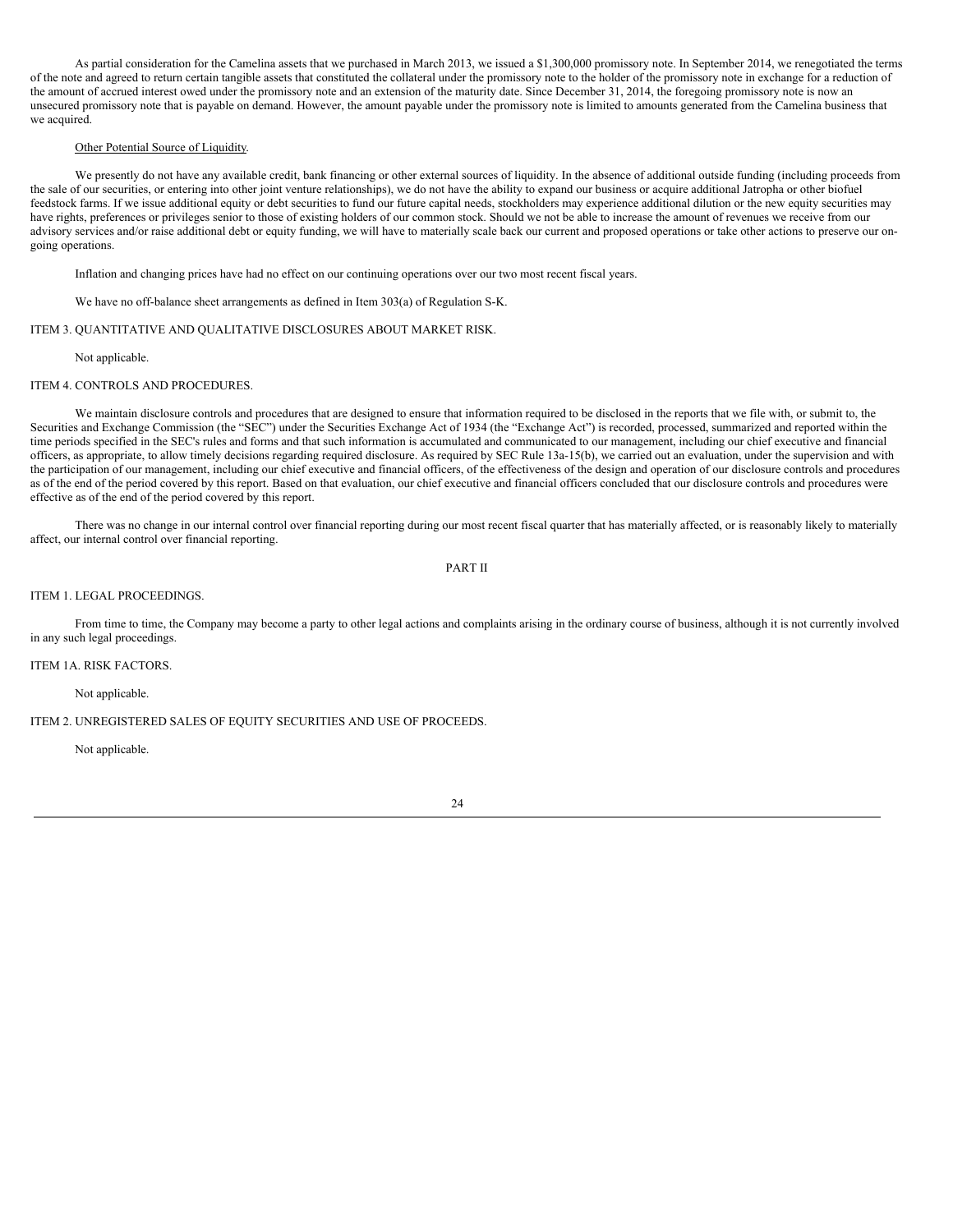As partial consideration for the Camelina assets that we purchased in March 2013, we issued a $1,300,000 promissory note. In September 2014, we renegotiated the terms of the note and agreed to return certain tangible assets that constituted the collateral under the promissory note to the holder of the promissory note in exchange for a reduction of the amount of accrued interest owed under the promissory note and an extension of the maturity date. Since December 31, 2014, the foregoing promissory note is now an unsecured promissory note that is payable on demand. However, the amount payable under the promissory note is limited to amounts generated from the Camelina business that we acquired.

Other Potential Source of Liquidity.

We presently do not have any available credit, bank financing or other external sources of liquidity. In the absence of additional outside funding (including proceeds from the sale of our securities, or entering into other joint venture relationships), we do not have the ability to expand our business or acquire additional Jatropha or other biofuel feedstock farms. If we issue additional equity or debt securities to fund our future capital needs, stockholders may experience additional dilution or the new equity securities may have rights, preferences or privileges senior to those of existing holders of our common stock. Should we not be able to increase the amount of revenues we receive from our advisory services and/or raise additional debt or equity funding, we will have to materially scale back our current and proposed operations or take other actions to preserve our on-going operations.

Inflation and changing prices have had no effect on our continuing operations over our two most recent fiscal years.

We have no off-balance sheet arrangements as defined in Item 303(a) of Regulation S-K.

## ITEM 3. QUANTITATIVE AND QUALITATIVE DISCLOSURES ABOUT MARKET RISK.

Not applicable.

## ITEM 4. CONTROLS AND PROCEDURES.

We maintain disclosure controls and procedures that are designed to ensure that information required to be disclosed in the reports that we file with, or submit to, the Securities and Exchange Commission (the "SEC") under the Securities Exchange Act of 1934 (the "Exchange Act") is recorded, processed, summarized and reported within the time periods specified in the SEC's rules and forms and that such information is accumulated and communicated to our management, including our chief executive and financial officers, as appropriate, to allow timely decisions regarding required disclosure. As required by SEC Rule 13a-15(b), we carried out an evaluation, under the supervision and with the participation of our management, including our chief executive and financial officers, of the effectiveness of the design and operation of our disclosure controls and procedures as of the end of the period covered by this report. Based on that evaluation, our chief executive and financial officers concluded that our disclosure controls and procedures were effective as of the end of the period covered by this report.

There was no change in our internal control over financial reporting during our most recent fiscal quarter that has materially affected, or is reasonably likely to materially affect, our internal control over financial reporting.

# PART II

## ITEM 1. LEGAL PROCEEDINGS.

From time to time, the Company may become a party to other legal actions and complaints arising in the ordinary course of business, although it is not currently involved in any such legal proceedings.

## ITEM 1A. RISK FACTORS.

Not applicable.

## ITEM 2. UNREGISTERED SALES OF EQUITY SECURITIES AND USE OF PROCEEDS.

Not applicable.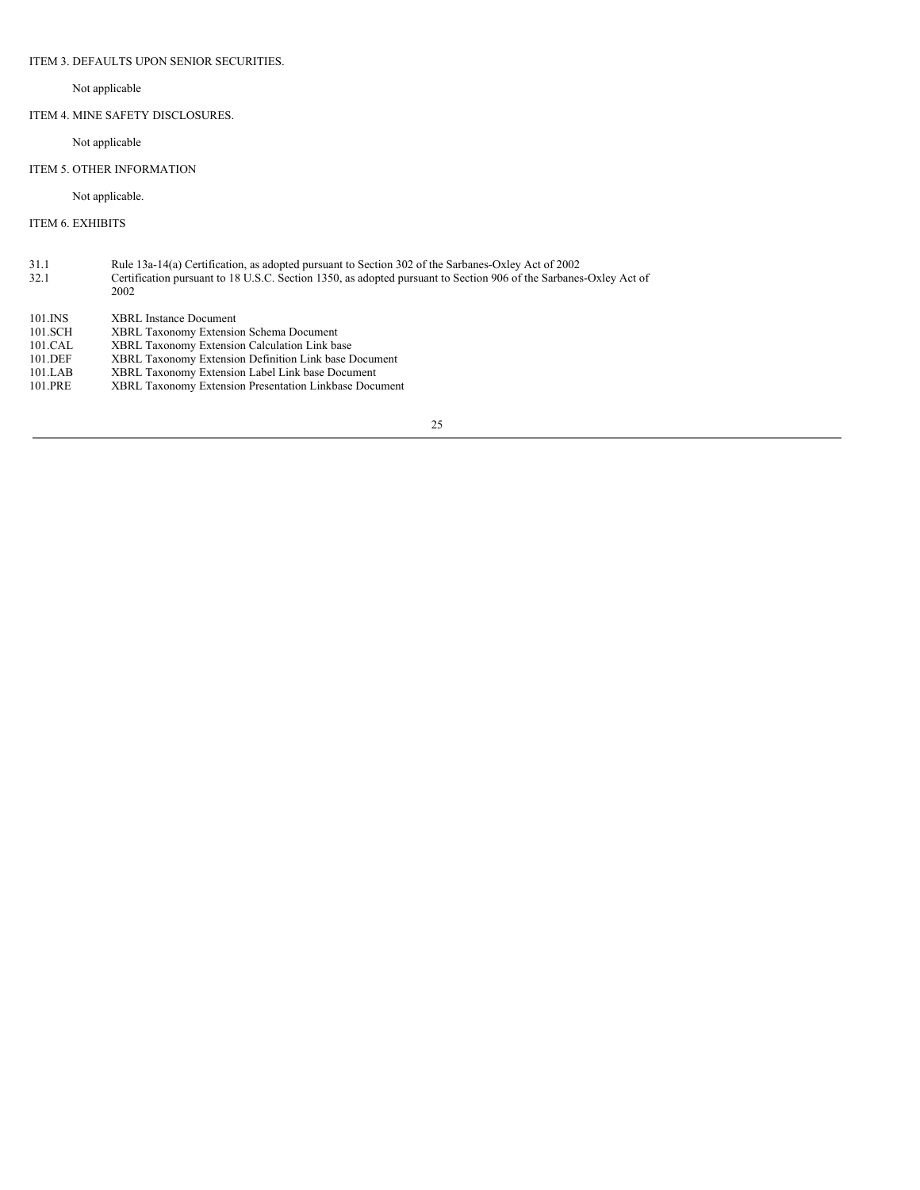## ITEM 3. DEFAULTS UPON SENIOR SECURITIES.

Not applicable

## ITEM 4. MINE SAFETY DISCLOSURES.

Not applicable

## ITEM 5. OTHER INFORMATION

Not applicable.

## ITEM 6. EXHIBITS

| | |
|---|---|
| 31.1 | Rule 13a-14(a) Certification, as adopted pursuant to Section 302 of the Sarbanes-Oxley Act of 2002 |
| 32.1 | Certification pursuant to 18 U.S.C. Section 1350, as adopted pursuant to Section 906 of the Sarbanes-Oxley Act of 2002 |
| 101.INS | XBRL Instance Document |
| 101.SCH | XBRL Taxonomy Extension Schema Document |
| 101.CAL | XBRL Taxonomy Extension Calculation Link base |
| 101.DEF | XBRL Taxonomy Extension Definition Link base Document |
| 101.LAB | XBRL Taxonomy Extension Label Link base Document |
| 101.PRE | XBRL Taxonomy Extension Presentation Linkbase Document |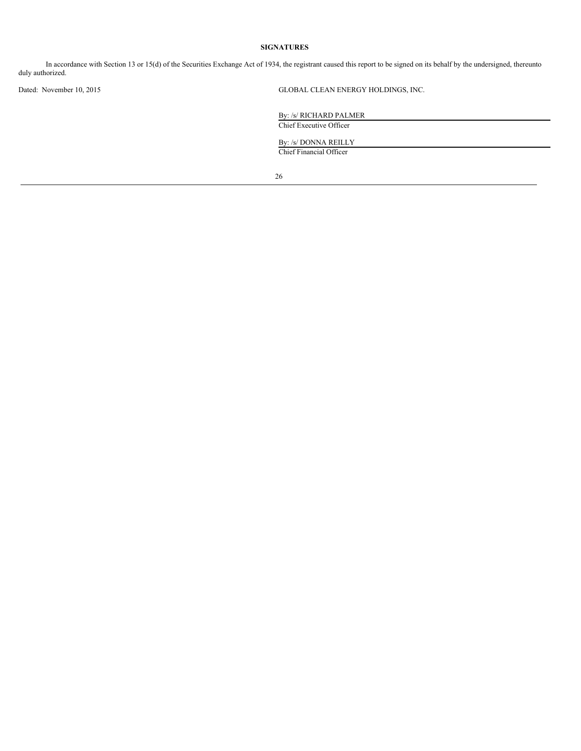## SIGNATURES

In accordance with Section 13 or 15(d) of the Securities Exchange Act of 1934, the registrant caused this report to be signed on its behalf by the undersigned, thereunto duly authorized.

Dated: November 10, 2015

GLOBAL CLEAN ENERGY HOLDINGS, INC.

By: /s/ RICHARD PALMER
Chief Executive Officer

By: /s/ DONNA REILLY
Chief Financial Officer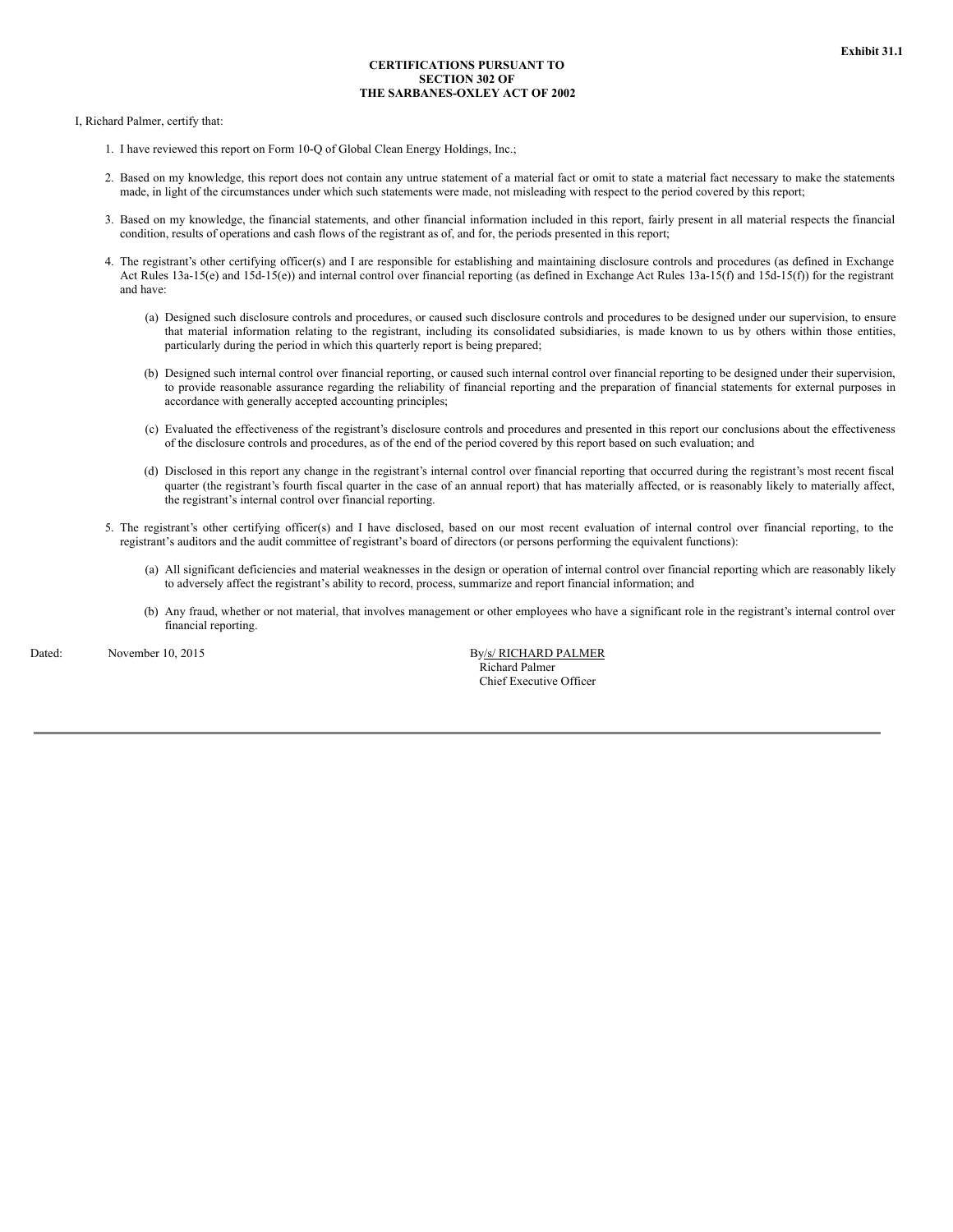**Exhibit 31.1**

**CERTIFICATIONS PURSUANT TO SECTION 302 OF THE SARBANES-OXLEY ACT OF 2002**

I, Richard Palmer, certify that:

1. I have reviewed this report on Form 10-Q of Global Clean Energy Holdings, Inc.;

2. Based on my knowledge, this report does not contain any untrue statement of a material fact or omit to state a material fact necessary to make the statements made, in light of the circumstances under which such statements were made, not misleading with respect to the period covered by this report;

3. Based on my knowledge, the financial statements, and other financial information included in this report, fairly present in all material respects the financial condition, results of operations and cash flows of the registrant as of, and for, the periods presented in this report;

4. The registrant's other certifying officer(s) and I are responsible for establishing and maintaining disclosure controls and procedures (as defined in Exchange Act Rules 13a-15(e) and 15d-15(e)) and internal control over financial reporting (as defined in Exchange Act Rules 13a-15(f) and 15d-15(f)) for the registrant and have:

   (a) Designed such disclosure controls and procedures, or caused such disclosure controls and procedures to be designed under our supervision, to ensure that material information relating to the registrant, including its consolidated subsidiaries, is made known to us by others within those entities, particularly during the period in which this quarterly report is being prepared;

   (b) Designed such internal control over financial reporting, or caused such internal control over financial reporting to be designed under their supervision, to provide reasonable assurance regarding the reliability of financial reporting and the preparation of financial statements for external purposes in accordance with generally accepted accounting principles;

   (c) Evaluated the effectiveness of the registrant's disclosure controls and procedures and presented in this report our conclusions about the effectiveness of the disclosure controls and procedures, as of the end of the period covered by this report based on such evaluation; and

   (d) Disclosed in this report any change in the registrant's internal control over financial reporting that occurred during the registrant's most recent fiscal quarter (the registrant's fourth fiscal quarter in the case of an annual report) that has materially affected, or is reasonably likely to materially affect, the registrant's internal control over financial reporting.

5. The registrant's other certifying officer(s) and I have disclosed, based on our most recent evaluation of internal control over financial reporting, to the registrant's auditors and the audit committee of registrant's board of directors (or persons performing the equivalent functions):

   (a) All significant deficiencies and material weaknesses in the design or operation of internal control over financial reporting which are reasonably likely to adversely affect the registrant's ability to record, process, summarize and report financial information; and

   (b) Any fraud, whether or not material, that involves management or other employees who have a significant role in the registrant's internal control over financial reporting.

Dated: November 10, 2015

By/s/ RICHARD PALMER
Richard Palmer
Chief Executive Officer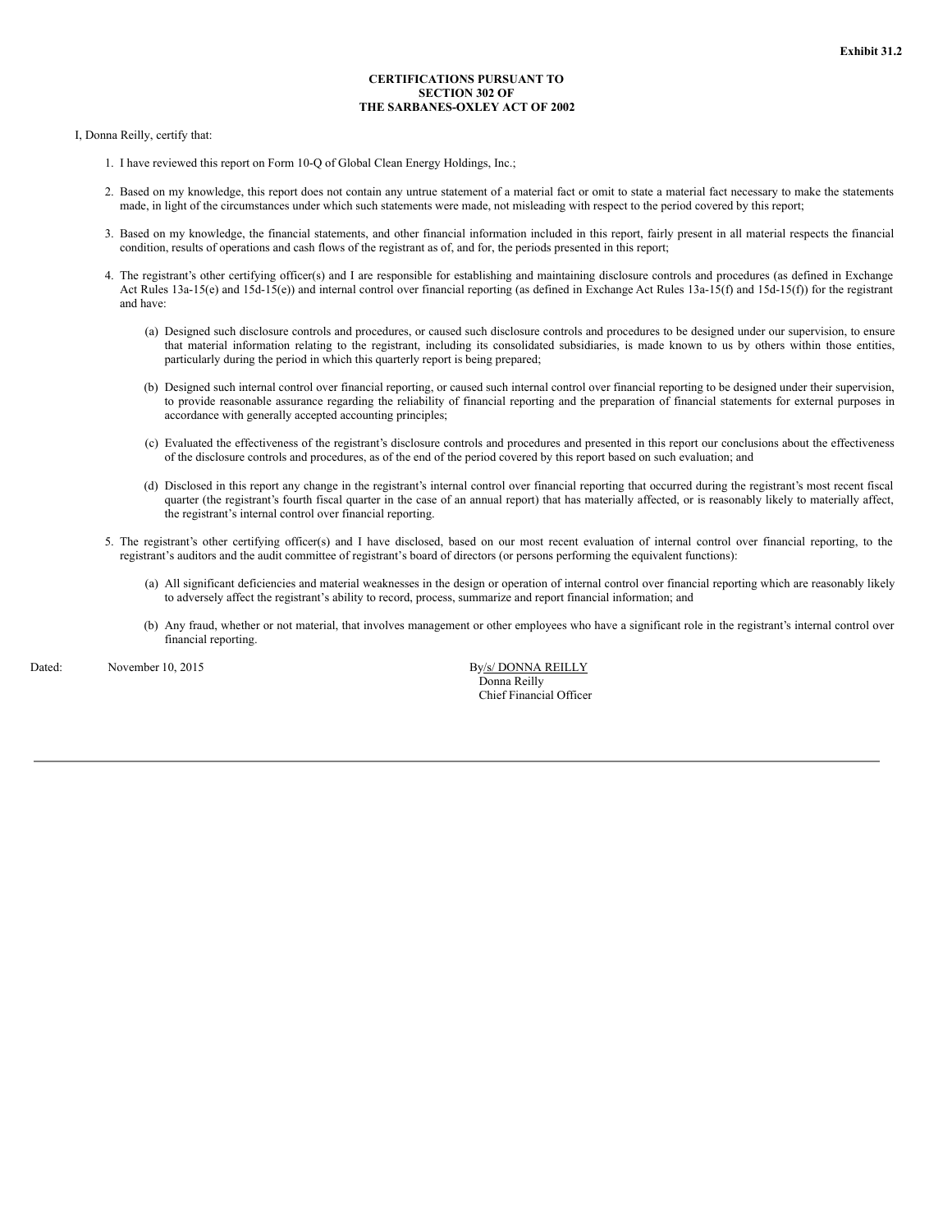**Exhibit 31.2**

**CERTIFICATIONS PURSUANT TO SECTION 302 OF THE SARBANES-OXLEY ACT OF 2002**

I, Donna Reilly, certify that:

1. I have reviewed this report on Form 10-Q of Global Clean Energy Holdings, Inc.;

2. Based on my knowledge, this report does not contain any untrue statement of a material fact or omit to state a material fact necessary to make the statements made, in light of the circumstances under which such statements were made, not misleading with respect to the period covered by this report;

3. Based on my knowledge, the financial statements, and other financial information included in this report, fairly present in all material respects the financial condition, results of operations and cash flows of the registrant as of, and for, the periods presented in this report;

4. The registrant's other certifying officer(s) and I are responsible for establishing and maintaining disclosure controls and procedures (as defined in Exchange Act Rules 13a-15(e) and 15d-15(e)) and internal control over financial reporting (as defined in Exchange Act Rules 13a-15(f) and 15d-15(f)) for the registrant and have:

   (a) Designed such disclosure controls and procedures, or caused such disclosure controls and procedures to be designed under our supervision, to ensure that material information relating to the registrant, including its consolidated subsidiaries, is made known to us by others within those entities, particularly during the period in which this quarterly report is being prepared;

   (b) Designed such internal control over financial reporting, or caused such internal control over financial reporting to be designed under their supervision, to provide reasonable assurance regarding the reliability of financial reporting and the preparation of financial statements for external purposes in accordance with generally accepted accounting principles;

   (c) Evaluated the effectiveness of the registrant's disclosure controls and procedures and presented in this report our conclusions about the effectiveness of the disclosure controls and procedures, as of the end of the period covered by this report based on such evaluation; and

   (d) Disclosed in this report any change in the registrant's internal control over financial reporting that occurred during the registrant's most recent fiscal quarter (the registrant's fourth fiscal quarter in the case of an annual report) that has materially affected, or is reasonably likely to materially affect, the registrant's internal control over financial reporting.

5. The registrant's other certifying officer(s) and I have disclosed, based on our most recent evaluation of internal control over financial reporting, to the registrant's auditors and the audit committee of registrant's board of directors (or persons performing the equivalent functions):

   (a) All significant deficiencies and material weaknesses in the design or operation of internal control over financial reporting which are reasonably likely to adversely affect the registrant's ability to record, process, summarize and report financial information; and

   (b) Any fraud, whether or not material, that involves management or other employees who have a significant role in the registrant's internal control over financial reporting.

Dated: November 10, 2015

By /s/ DONNA REILLY
Donna Reilly
Chief Financial Officer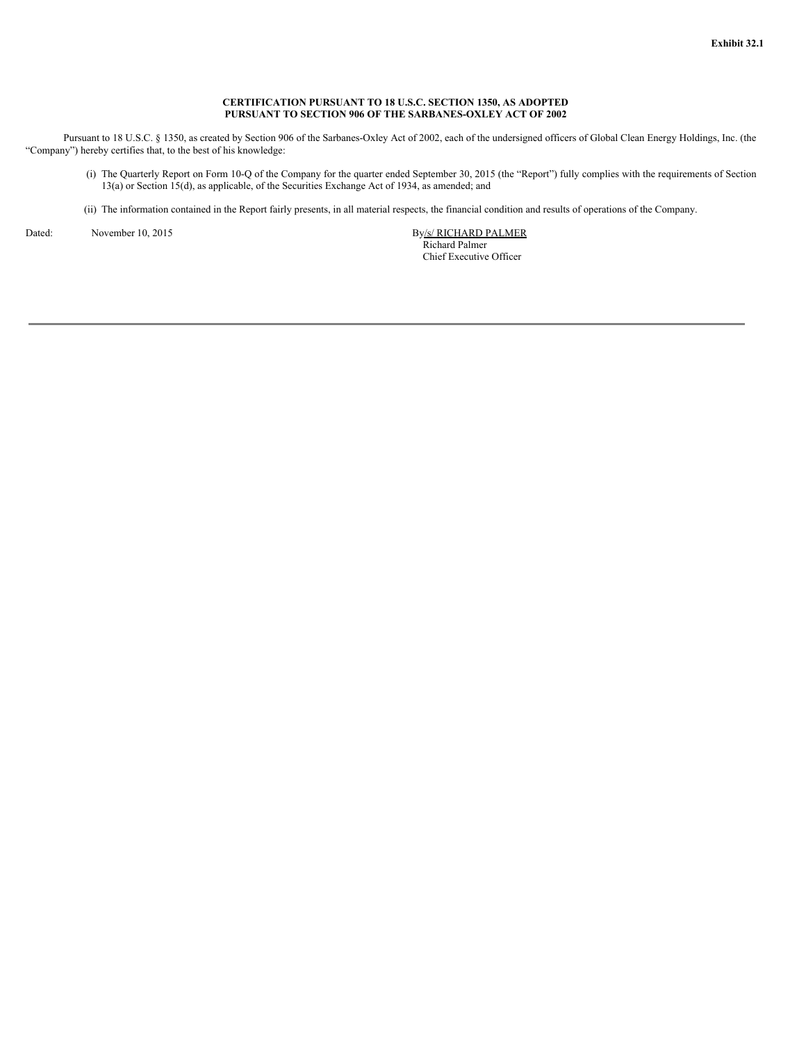**Exhibit 32.1**

**CERTIFICATION PURSUANT TO 18 U.S.C. SECTION 1350, AS ADOPTED PURSUANT TO SECTION 906 OF THE SARBANES-OXLEY ACT OF 2002**

Pursuant to 18 U.S.C. § 1350, as created by Section 906 of the Sarbanes-Oxley Act of 2002, each of the undersigned officers of Global Clean Energy Holdings, Inc. (the "Company") hereby certifies that, to the best of his knowledge:

(i) The Quarterly Report on Form 10-Q of the Company for the quarter ended September 30, 2015 (the "Report") fully complies with the requirements of Section 13(a) or Section 15(d), as applicable, of the Securities Exchange Act of 1934, as amended; and

(ii) The information contained in the Report fairly presents, in all material respects, the financial condition and results of operations of the Company.

Dated: November 10, 2015

By /s/ RICHARD PALMER
Richard Palmer
Chief Executive Officer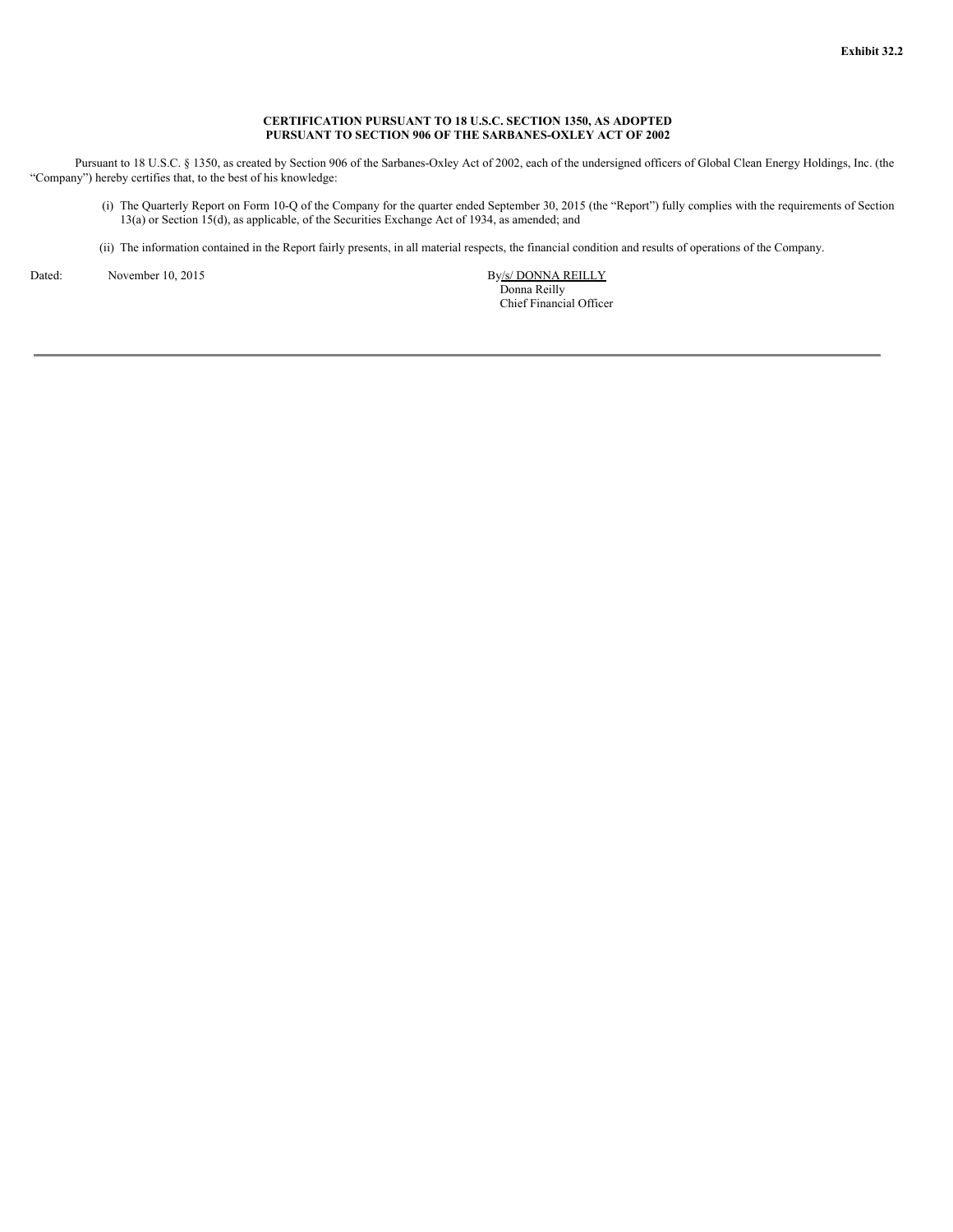Exhibit 32.2

**CERTIFICATION PURSUANT TO 18 U.S.C. SECTION 1350, AS ADOPTED PURSUANT TO SECTION 906 OF THE SARBANES-OXLEY ACT OF 2002**

Pursuant to 18 U.S.C. § 1350, as created by Section 906 of the Sarbanes-Oxley Act of 2002, each of the undersigned officers of Global Clean Energy Holdings, Inc. (the "Company") hereby certifies that, to the best of his knowledge:

(i) The Quarterly Report on Form 10-Q of the Company for the quarter ended September 30, 2015 (the "Report") fully complies with the requirements of Section 13(a) or Section 15(d), as applicable, of the Securities Exchange Act of 1934, as amended; and

(ii) The information contained in the Report fairly presents, in all material respects, the financial condition and results of operations of the Company.

Dated: November 10, 2015

By/s/ DONNA REILLY
Donna Reilly
Chief Financial Officer